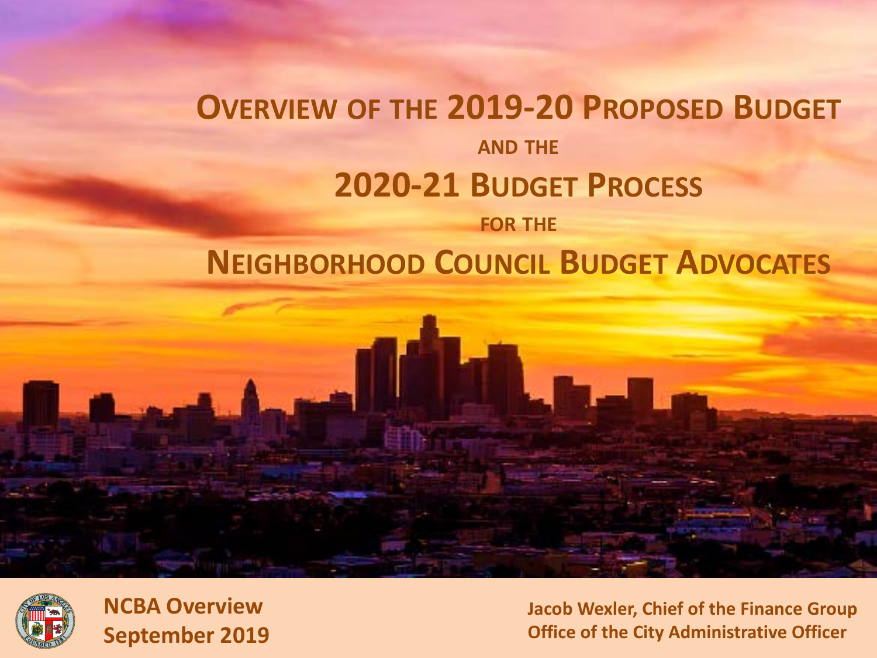# OVERVIEW OF THE 2019-20 PROPOSED BUDGET

**AND THE**

# 2020-21 BUDGET PROCESS

**FOR THE**

# NEIGHBORHOOD COUNCIL BUDGET ADVOCATES

**NCBA Overview**
**September 2019**

**Jacob Wexler, Chief of the Finance Group**
**Office of the City Administrative Officer**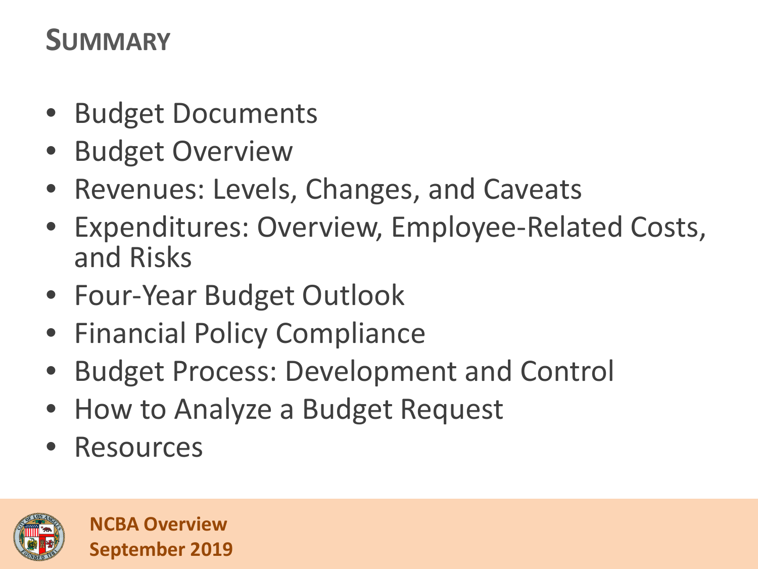# Summary

- Budget Documents
- Budget Overview
- Revenues: Levels, Changes, and Caveats
- Expenditures: Overview, Employee-Related Costs, and Risks
- Four-Year Budget Outlook
- Financial Policy Compliance
- Budget Process: Development and Control
- How to Analyze a Budget Request
- Resources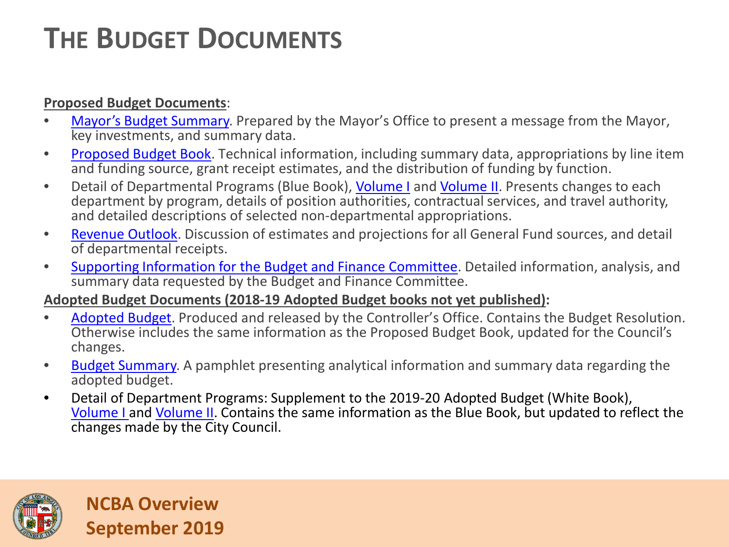# THE BUDGET DOCUMENTS

**Proposed Budget Documents**:

- Mayor's Budget Summary. Prepared by the Mayor's Office to present a message from the Mayor, key investments, and summary data.
- Proposed Budget Book. Technical information, including summary data, appropriations by line item and funding source, grant receipt estimates, and the distribution of funding by function.
- Detail of Departmental Programs (Blue Book), Volume I and Volume II. Presents changes to each department by program, details of position authorities, contractual services, and travel authority, and detailed descriptions of selected non-departmental appropriations.
- Revenue Outlook. Discussion of estimates and projections for all General Fund sources, and detail of departmental receipts.
- Supporting Information for the Budget and Finance Committee. Detailed information, analysis, and summary data requested by the Budget and Finance Committee.

**Adopted Budget Documents (2018-19 Adopted Budget books not yet published):**

- Adopted Budget. Produced and released by the Controller's Office. Contains the Budget Resolution. Otherwise includes the same information as the Proposed Budget Book, updated for the Council's changes.
- Budget Summary. A pamphlet presenting analytical information and summary data regarding the adopted budget.
- Detail of Department Programs: Supplement to the 2019-20 Adopted Budget (White Book), Volume I and Volume II. Contains the same information as the Blue Book, but updated to reflect the changes made by the City Council.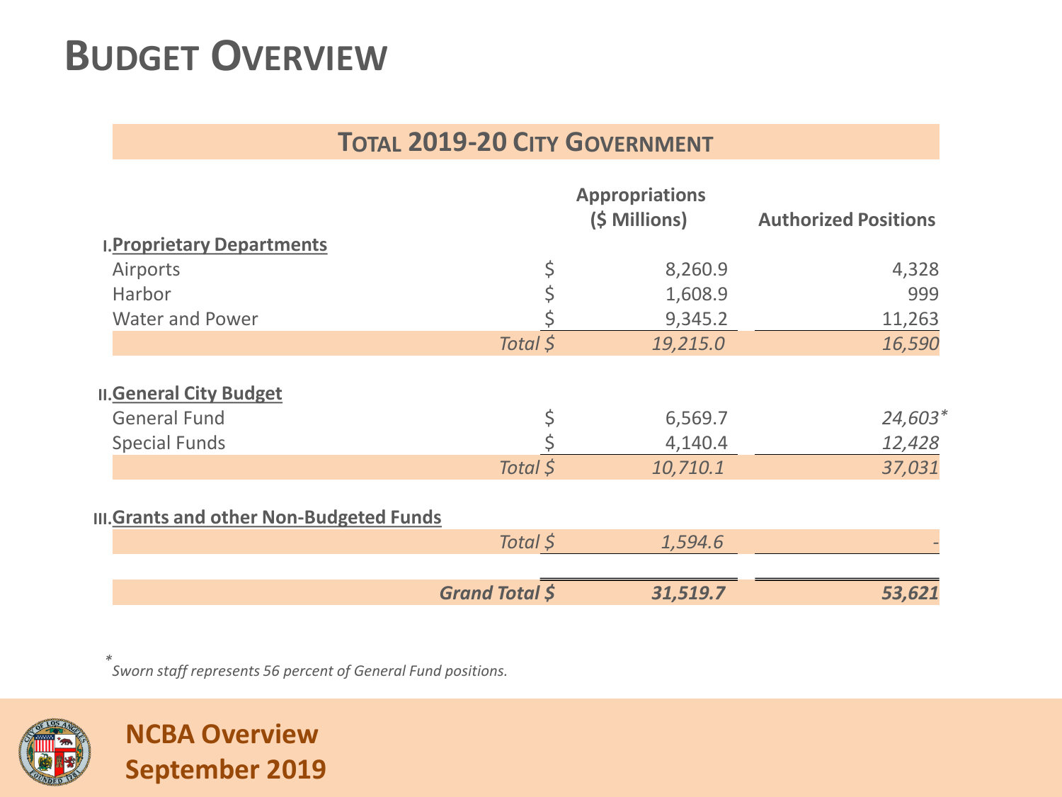# BUDGET OVERVIEW

## TOTAL 2019-20 CITY GOVERNMENT

| | | Appropriations ($ Millions) | Authorized Positions |
|---|---|---|---|
| **I. Proprietary Departments** | | | |
| Airports | $ | 8,260.9 | 4,328 |
| Harbor | $ | 1,608.9 | 999 |
| Water and Power | $ | 9,345.2 | 11,263 |
| *Total* | *$* | *19,215.0* | *16,590* |
| **II. General City Budget** | | | |
| General Fund | $ | 6,569.7 | *24,603** |
| Special Funds | $ | 4,140.4 | *12,428* |
| *Total* | *$* | *10,710.1* | *37,031* |
| **III. Grants and other Non-Budgeted Funds** | | | |
| *Total* | *$* | *1,594.6* | *-* |
| ***Grand Total*** | ***$*** | ***31,519.7*** | ***53,621*** |

\* *Sworn staff represents 56 percent of General Fund positions.*

**NCBA Overview**
**September 2019**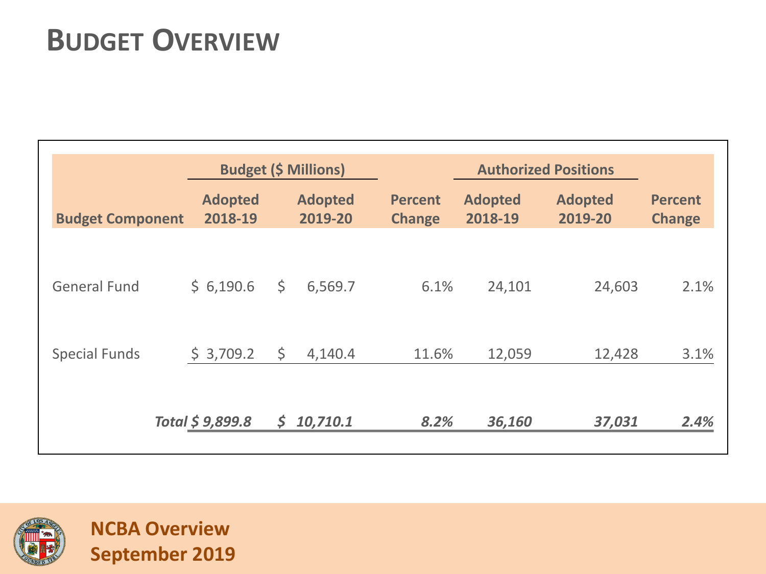# Budget Overview

| Budget Component | Budget ($ Millions) | | | Authorized Positions | | |
|---|---|---|---|---|---|---|
| | Adopted 2018-19 | Adopted 2019-20 | Percent Change | Adopted 2018-19 | Adopted 2019-20 | Percent Change |
| General Fund | $ 6,190.6 | $ 6,569.7 | 6.1% | 24,101 | 24,603 | 2.1% |
| Special Funds | $ 3,709.2 | $ 4,140.4 | 11.6% | 12,059 | 12,428 | 3.1% |
| *Total* | *$ 9,899.8* | *$ 10,710.1* | *8.2%* | *36,160* | *37,031* | *2.4%* |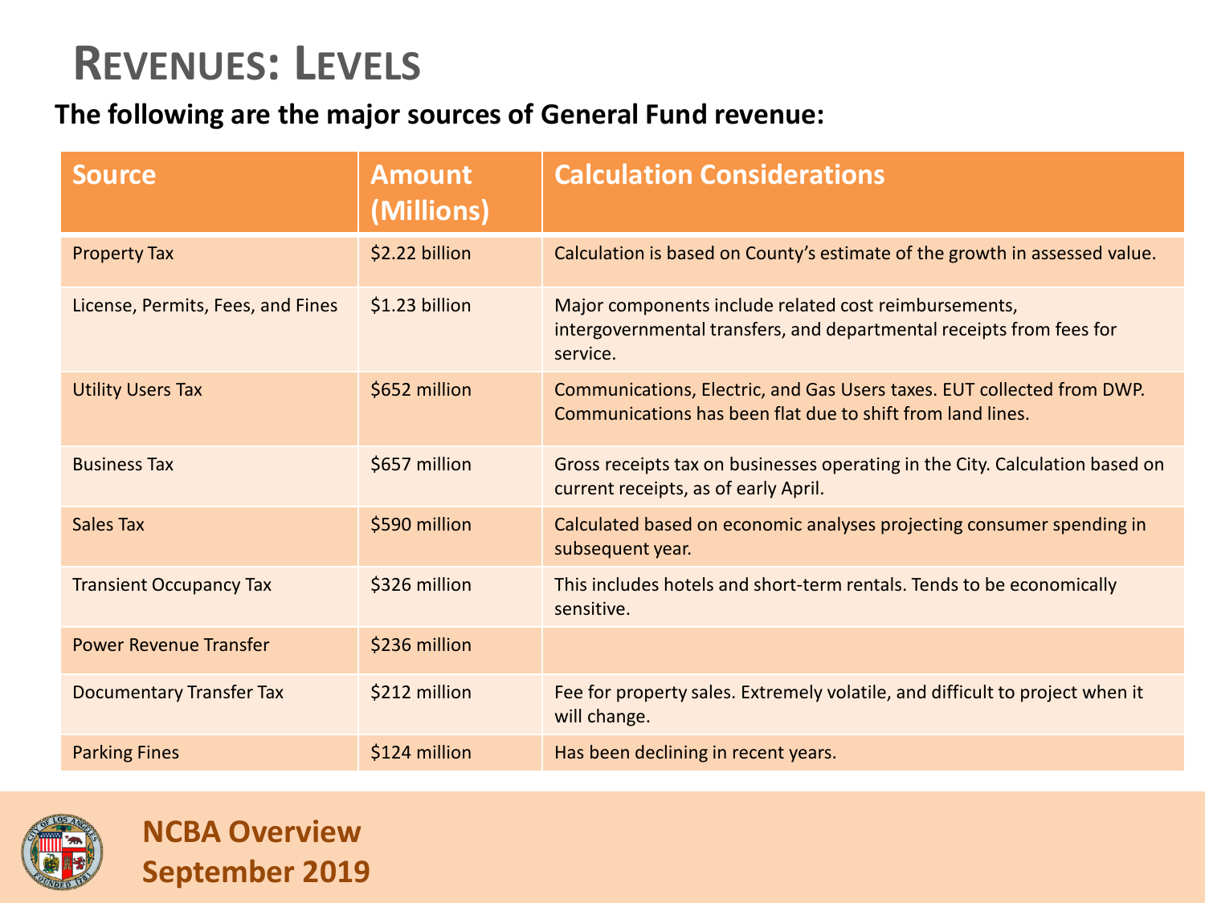# Revenues: Levels

**The following are the major sources of General Fund revenue:**

| Source | Amount (Millions) | Calculation Considerations |
|---|---|---|
| Property Tax | $2.22 billion | Calculation is based on County's estimate of the growth in assessed value. |
| License, Permits, Fees, and Fines | $1.23 billion | Major components include related cost reimbursements, intergovernmental transfers, and departmental receipts from fees for service. |
| Utility Users Tax | $652 million | Communications, Electric, and Gas Users taxes. EUT collected from DWP. Communications has been flat due to shift from land lines. |
| Business Tax | $657 million | Gross receipts tax on businesses operating in the City. Calculation based on current receipts, as of early April. |
| Sales Tax | $590 million | Calculated based on economic analyses projecting consumer spending in subsequent year. |
| Transient Occupancy Tax | $326 million | This includes hotels and short-term rentals. Tends to be economically sensitive. |
| Power Revenue Transfer | $236 million | |
| Documentary Transfer Tax | $212 million | Fee for property sales. Extremely volatile, and difficult to project when it will change. |
| Parking Fines | $124 million | Has been declining in recent years. |

**NCBA Overview**
**September 2019**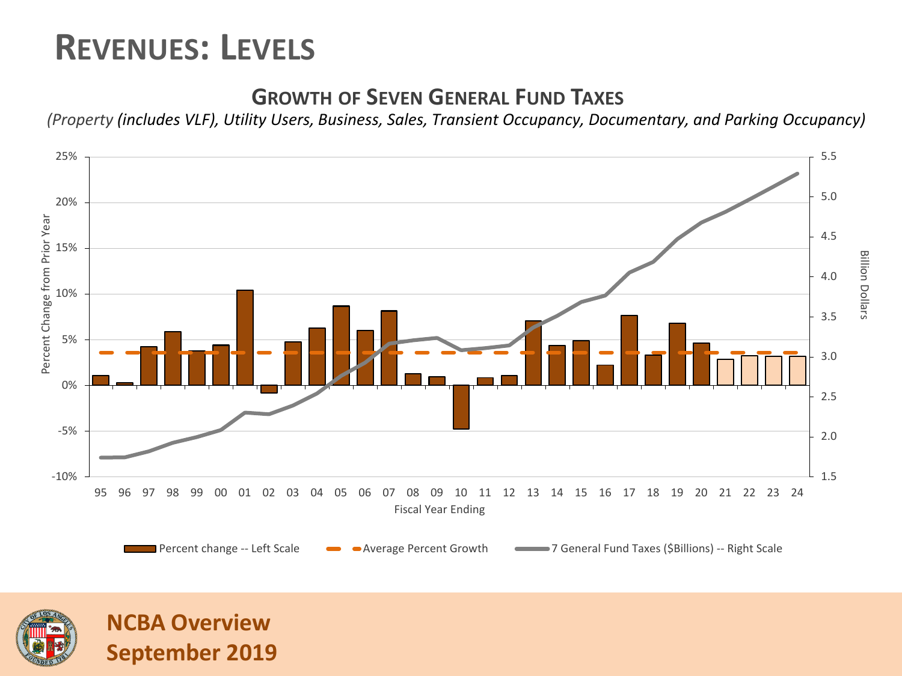# REVENUES: LEVELS

## GROWTH OF SEVEN GENERAL FUND TAXES

*(Property (includes VLF), Utility Users, Business, Sales, Transient Occupancy, Documentary, and Parking Occupancy)*

Percent Change from Prior Year

Billion Dollars

Fiscal Year Ending

Percent change -- Left Scale | Average Percent Growth | 7 General Fund Taxes ($Billions) -- Right Scale

**NCBA Overview**
**September 2019**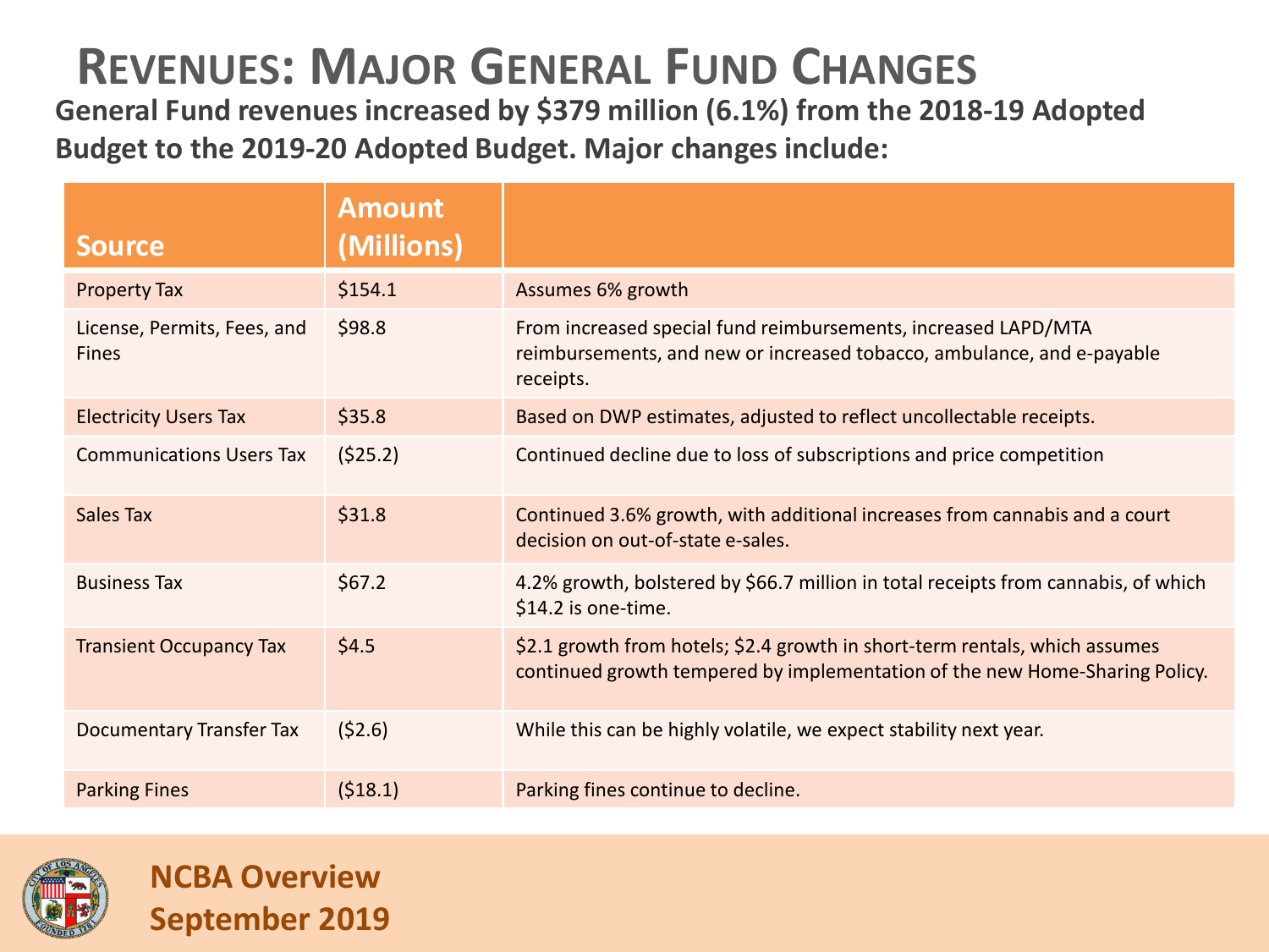# REVENUES: MAJOR GENERAL FUND CHANGES

**General Fund revenues increased by $379 million (6.1%) from the 2018-19 Adopted Budget to the 2019-20 Adopted Budget. Major changes include:**

| Source | Amount (Millions) | |
|---|---|---|
| Property Tax | $154.1 | Assumes 6% growth |
| License, Permits, Fees, and Fines | $98.8 | From increased special fund reimbursements, increased LAPD/MTA reimbursements, and new or increased tobacco, ambulance, and e-payable receipts. |
| Electricity Users Tax | $35.8 | Based on DWP estimates, adjusted to reflect uncollectable receipts. |
| Communications Users Tax | ($25.2) | Continued decline due to loss of subscriptions and price competition |
| Sales Tax | $31.8 | Continued 3.6% growth, with additional increases from cannabis and a court decision on out-of-state e-sales. |
| Business Tax | $67.2 | 4.2% growth, bolstered by $66.7 million in total receipts from cannabis, of which $14.2 is one-time. |
| Transient Occupancy Tax | $4.5 | $2.1 growth from hotels; $2.4 growth in short-term rentals, which assumes continued growth tempered by implementation of the new Home-Sharing Policy. |
| Documentary Transfer Tax | ($2.6) | While this can be highly volatile, we expect stability next year. |
| Parking Fines | ($18.1) | Parking fines continue to decline. |

**NCBA Overview**
**September 2019**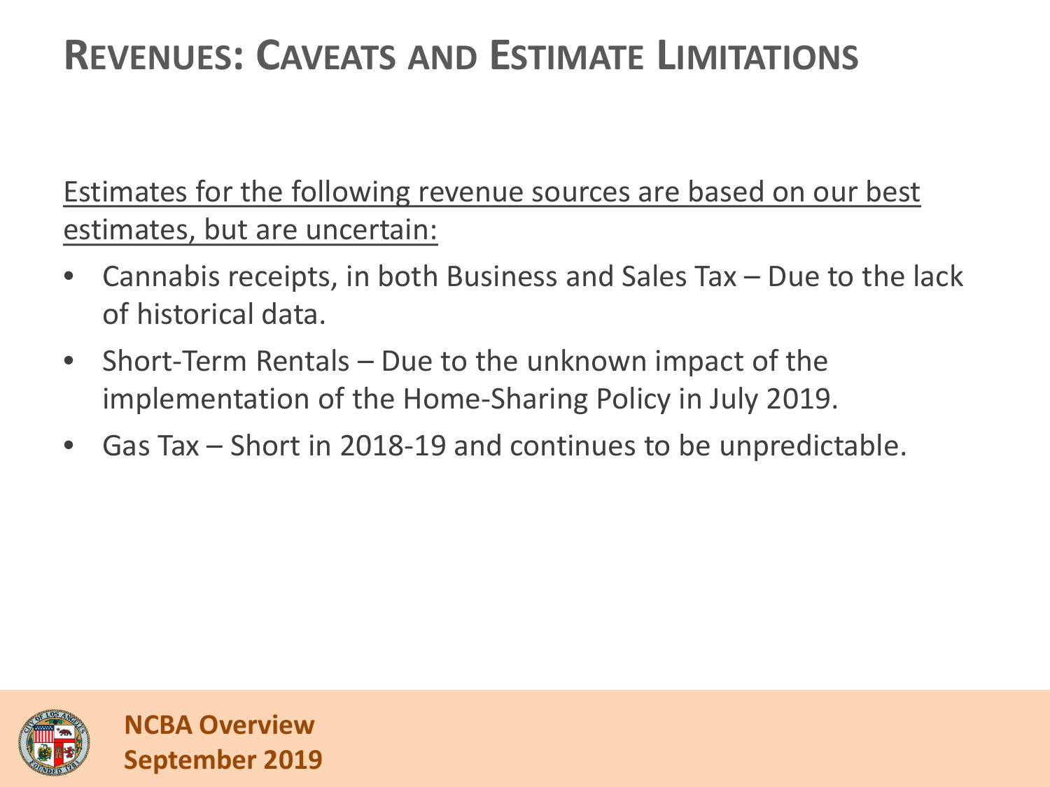# Revenues: Caveats and Estimate Limitations

Estimates for the following revenue sources are based on our best estimates, but are uncertain:

- Cannabis receipts, in both Business and Sales Tax – Due to the lack of historical data.
- Short-Term Rentals – Due to the unknown impact of the implementation of the Home-Sharing Policy in July 2019.
- Gas Tax – Short in 2018-19 and continues to be unpredictable.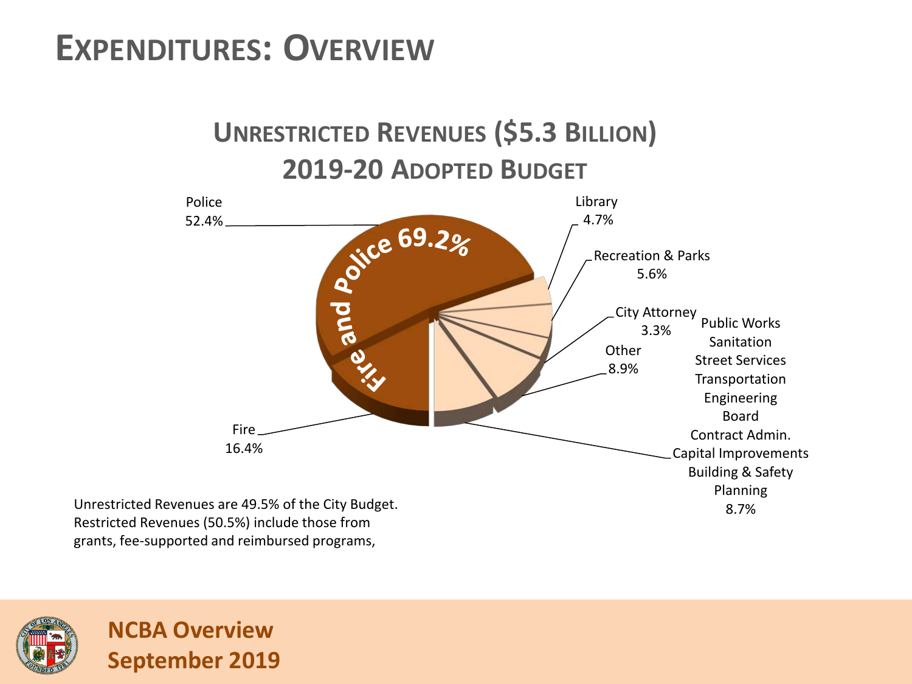# Expenditures: Overview

## Unrestricted Revenues ($5.3 Billion)
## 2019-20 Adopted Budget

Fire and Police 69.2%

- Police 52.4%
- Fire 16.4%
- Library 4.7%
- Recreation & Parks 5.6%
- City Attorney 3.3%
- Other 8.9%
- Public Works, Sanitation, Street Services, Transportation, Engineering, Board, Contract Admin., Capital Improvements, Building & Safety, Planning 8.7%

Unrestricted Revenues are 49.5% of the City Budget. Restricted Revenues (50.5%) include those from grants, fee-supported and reimbursed programs,

**NCBA Overview**
**September 2019**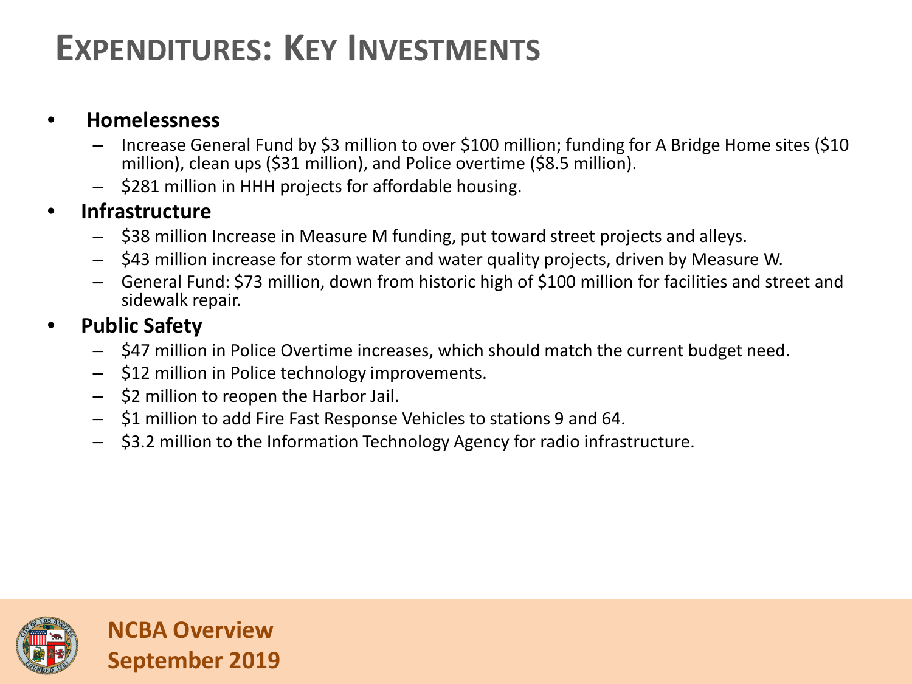# Expenditures: Key Investments

- **Homelessness**
  - Increase General Fund by $3 million to over $100 million; funding for A Bridge Home sites ($10 million), clean ups ($31 million), and Police overtime ($8.5 million).
  - $281 million in HHH projects for affordable housing.
- **Infrastructure**
  - $38 million Increase in Measure M funding, put toward street projects and alleys.
  - $43 million increase for storm water and water quality projects, driven by Measure W.
  - General Fund: $73 million, down from historic high of $100 million for facilities and street and sidewalk repair.
- **Public Safety**
  - $47 million in Police Overtime increases, which should match the current budget need.
  - $12 million in Police technology improvements.
  - $2 million to reopen the Harbor Jail.
  - $1 million to add Fire Fast Response Vehicles to stations 9 and 64.
  - $3.2 million to the Information Technology Agency for radio infrastructure.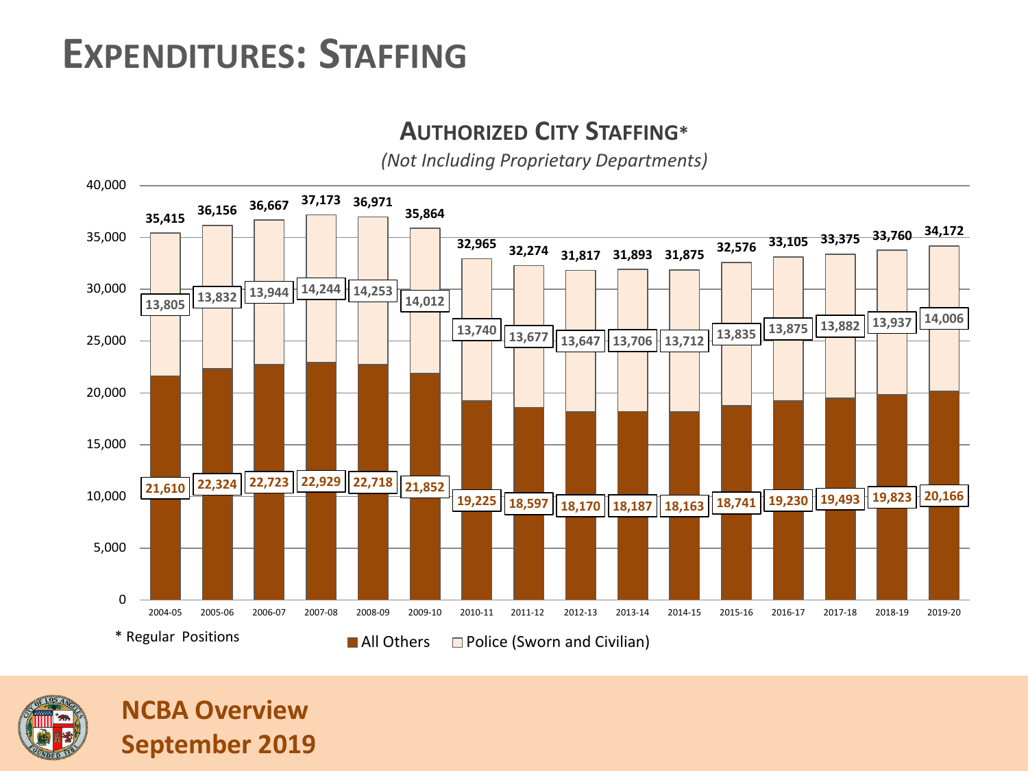# EXPENDITURES: STAFFING

## AUTHORIZED CITY STAFFING*

*(Not Including Proprietary Departments)*

| Fiscal Year | All Others | Police (Sworn and Civilian) | Total |
|---|---|---|---|
| 2004-05 | 21,610 | 13,805 | 35,415 |
| 2005-06 | 22,324 | 13,832 | 36,156 |
| 2006-07 | 22,723 | 13,944 | 36,667 |
| 2007-08 | 22,929 | 14,244 | 37,173 |
| 2008-09 | 22,718 | 14,253 | 36,971 |
| 2009-10 | 21,852 | 14,012 | 35,864 |
| 2010-11 | 19,225 | 13,740 | 32,965 |
| 2011-12 | 18,597 | 13,677 | 32,274 |
| 2012-13 | 18,170 | 13,647 | 31,817 |
| 2013-14 | 18,187 | 13,706 | 31,893 |
| 2014-15 | 18,163 | 13,712 | 31,875 |
| 2015-16 | 18,741 | 13,835 | 32,576 |
| 2016-17 | 19,230 | 13,875 | 33,105 |
| 2017-18 | 19,493 | 13,882 | 33,375 |
| 2018-19 | 19,823 | 13,937 | 33,760 |
| 2019-20 | 20,166 | 14,006 | 34,172 |

\* Regular Positions

**NCBA Overview**
**September 2019**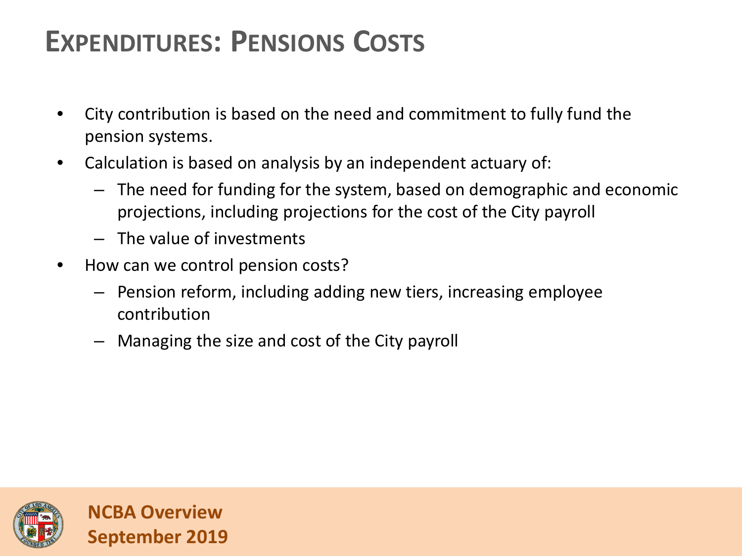# Expenditures: Pensions Costs

- City contribution is based on the need and commitment to fully fund the pension systems.
- Calculation is based on analysis by an independent actuary of:
  - The need for funding for the system, based on demographic and economic projections, including projections for the cost of the City payroll
  - The value of investments
- How can we control pension costs?
  - Pension reform, including adding new tiers, increasing employee contribution
  - Managing the size and cost of the City payroll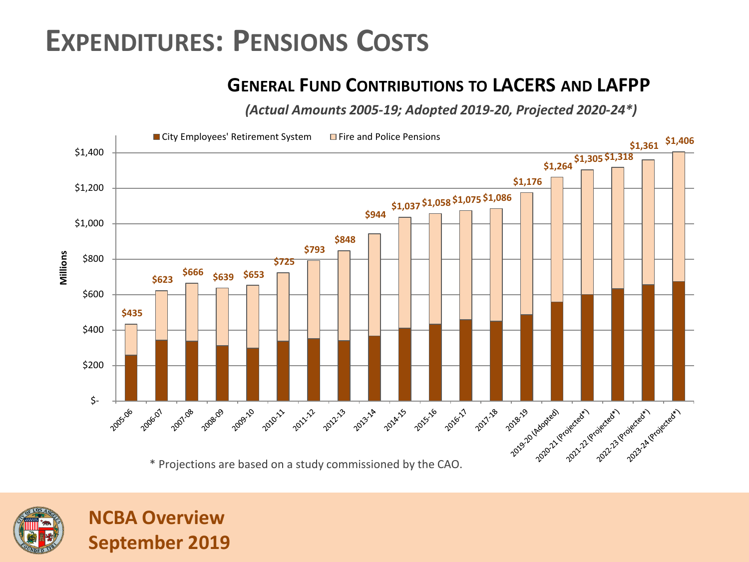# Expenditures: Pensions Costs

## General Fund Contributions to LACERS and LAFPP

*(Actual Amounts 2005-19; Adopted 2019-20, Projected 2020-24*)*

| Fiscal Year | Total (Millions) |
|---|---|
| 2005-06 | $435 |
| 2006-07 | $623 |
| 2007-08 | $666 |
| 2008-09 | $639 |
| 2009-10 | $653 |
| 2010-11 | $725 |
| 2011-12 | $793 |
| 2012-13 | $848 |
| 2013-14 | $944 |
| 2014-15 | $1,037 |
| 2015-16 | $1,058 |
| 2016-17 | $1,075 |
| 2017-18 | $1,086 |
| 2018-19 | $1,176 |
| 2019-20 (Adopted) | $1,264 |
| 2020-21 (Projected*) | $1,305 |
| 2021-22 (Projected*) | $1,318 |
| 2022-23 (Projected*) | $1,361 |
| 2023-24 (Projected*) | $1,406 |

Legend: City Employees' Retirement System; Fire and Police Pensions

\* Projections are based on a study commissioned by the CAO.

**NCBA Overview**
**September 2019**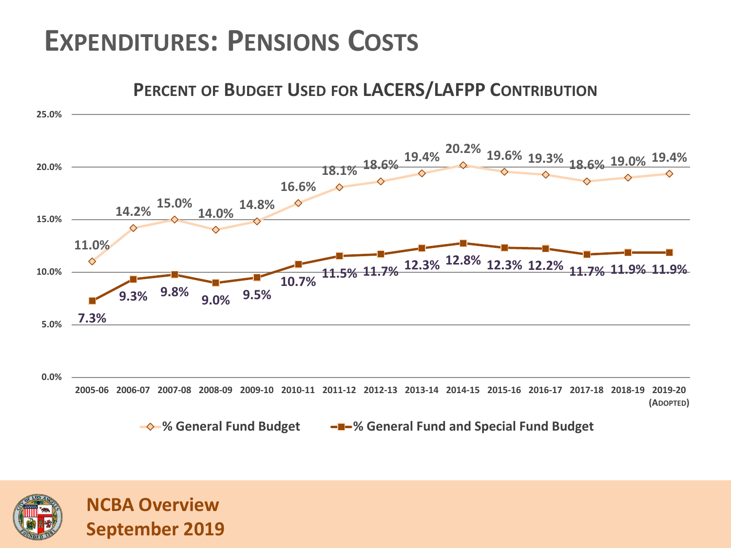# Expenditures: Pensions Costs

## Percent of Budget Used for LACERS/LAFPP Contribution

| Fiscal Year | % General Fund Budget | % General Fund and Special Fund Budget |
|---|---|---|
| 2005-06 | 11.0% | 7.3% |
| 2006-07 | 14.2% | 9.3% |
| 2007-08 | 15.0% | 9.8% |
| 2008-09 | 14.0% | 9.0% |
| 2009-10 | 14.8% | 9.5% |
| 2010-11 | 16.6% | 10.7% |
| 2011-12 | 18.1% | 11.5% |
| 2012-13 | 18.6% | 11.7% |
| 2013-14 | 19.4% | 12.3% |
| 2014-15 | 20.2% | 12.8% |
| 2015-16 | 19.6% | 12.3% |
| 2016-17 | 19.3% | 12.2% |
| 2017-18 | 18.6% | 11.7% |
| 2018-19 | 19.0% | 11.9% |
| 2019-20 (Adopted) | 19.4% | 11.9% |

**NCBA Overview**
**September 2019**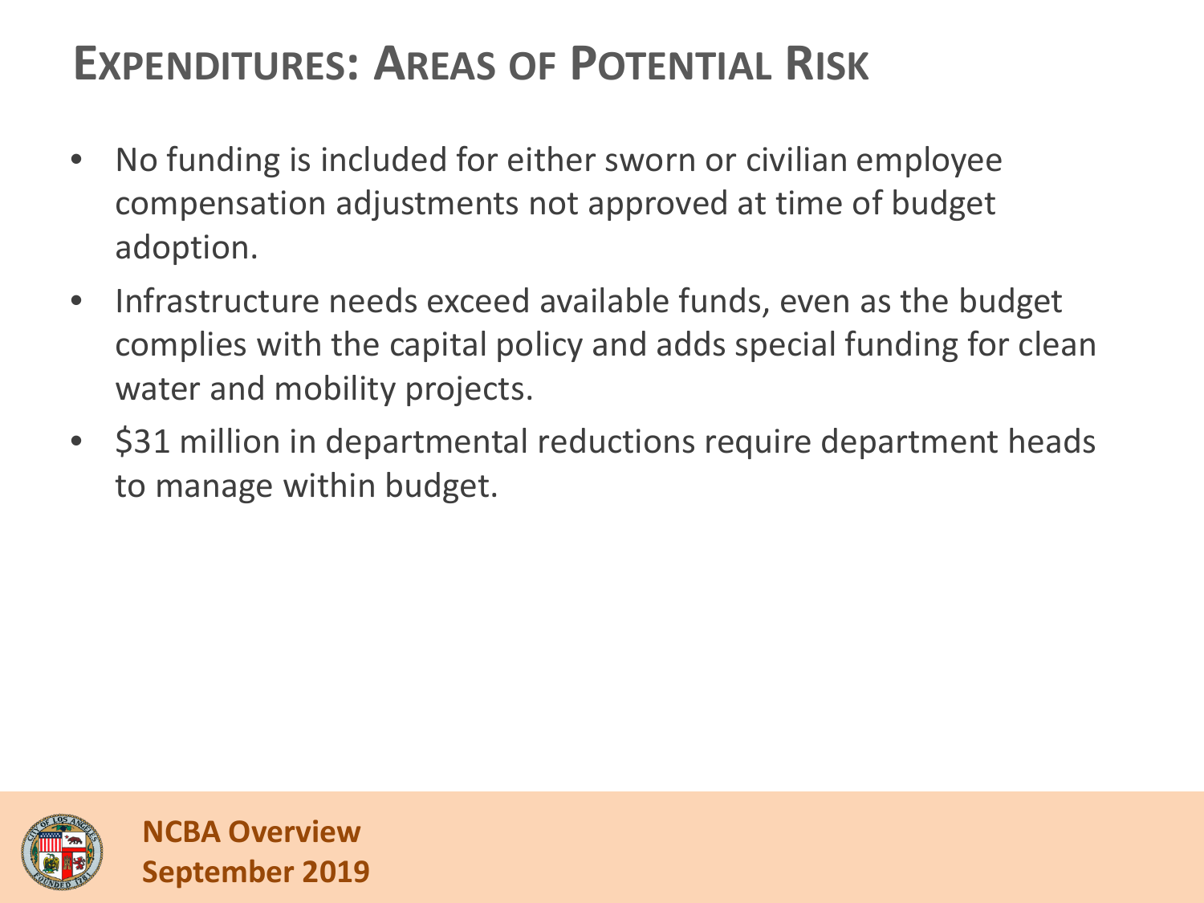# Expenditures: Areas of Potential Risk

- No funding is included for either sworn or civilian employee compensation adjustments not approved at time of budget adoption.
- Infrastructure needs exceed available funds, even as the budget complies with the capital policy and adds special funding for clean water and mobility projects.
- $31 million in departmental reductions require department heads to manage within budget.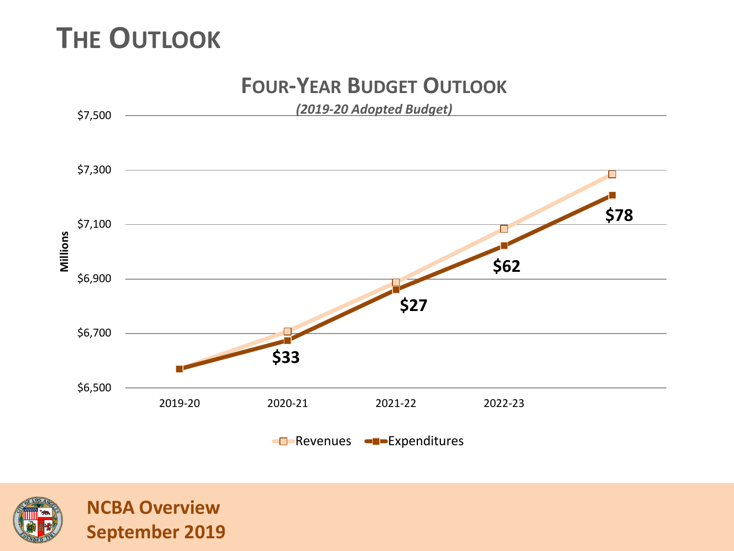# THE OUTLOOK

## FOUR-YEAR BUDGET OUTLOOK

*(2019-20 Adopted Budget)*

Millions

$7,500
$7,300
$7,100
$6,900
$6,700
$6,500

2019-20 | 2020-21 | 2021-22 | 2022-23

**$33** **$27** **$62** **$78**

Revenues   Expenditures

**NCBA Overview**
**September 2019**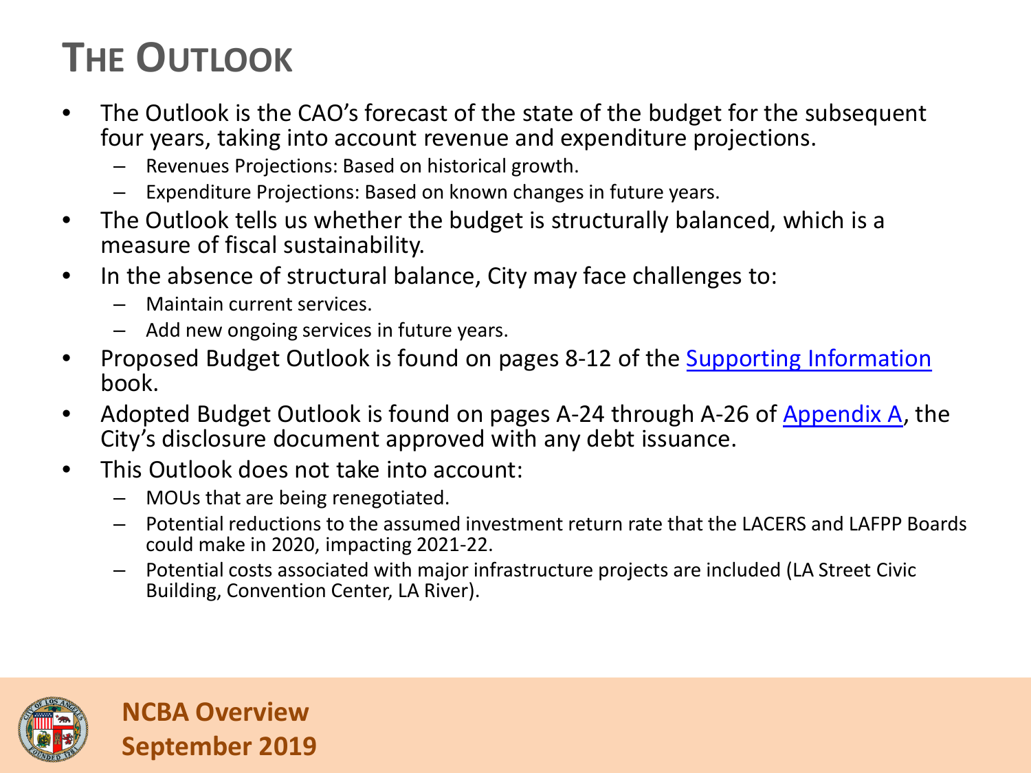# THE OUTLOOK

- The Outlook is the CAO's forecast of the state of the budget for the subsequent four years, taking into account revenue and expenditure projections.
  - Revenues Projections: Based on historical growth.
  - Expenditure Projections: Based on known changes in future years.
- The Outlook tells us whether the budget is structurally balanced, which is a measure of fiscal sustainability.
- In the absence of structural balance, City may face challenges to:
  - Maintain current services.
  - Add new ongoing services in future years.
- Proposed Budget Outlook is found on pages 8-12 of the Supporting Information book.
- Adopted Budget Outlook is found on pages A-24 through A-26 of Appendix A, the City's disclosure document approved with any debt issuance.
- This Outlook does not take into account:
  - MOUs that are being renegotiated.
  - Potential reductions to the assumed investment return rate that the LACERS and LAFPP Boards could make in 2020, impacting 2021-22.
  - Potential costs associated with major infrastructure projects are included (LA Street Civic Building, Convention Center, LA River).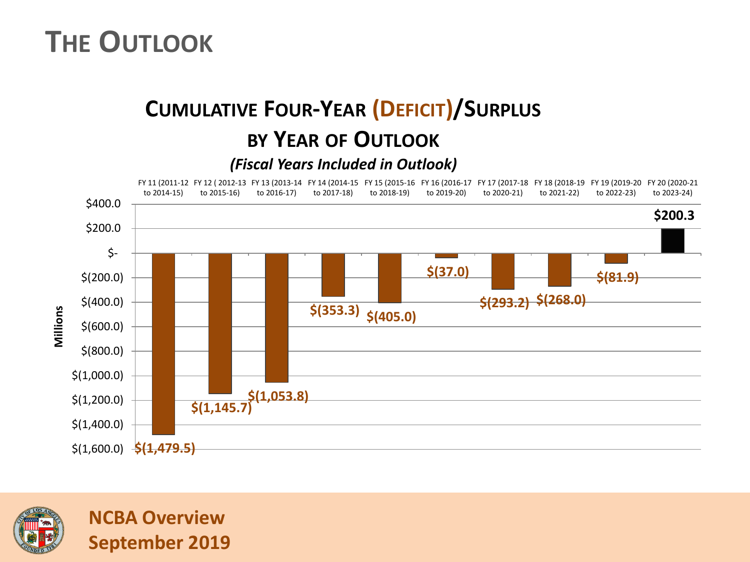# The Outlook

## Cumulative Four-Year (Deficit)/Surplus by Year of Outlook

*(Fiscal Years Included in Outlook)*

| Year of Outlook | (Deficit)/Surplus (Millions) |
|---|---|
| FY 11 (2011-12 to 2014-15) | $(1,479.5) |
| FY 12 ( 2012-13 to 2015-16) | $(1,145.7) |
| FY 13 (2013-14 to 2016-17) | $(1,053.8) |
| FY 14 (2014-15 to 2017-18) | $(353.3) |
| FY 15 (2015-16 to 2018-19) | $(405.0) |
| FY 16 (2016-17 to 2019-20) | $(37.0) |
| FY 17 (2017-18 to 2020-21) | $(293.2) |
| FY 18 (2018-19 to 2021-22) | $(268.0) |
| FY 19 (2019-20 to 2022-23) | $(81.9) |
| FY 20 (2020-21 to 2023-24) | $200.3 |

NCBA Overview
September 2019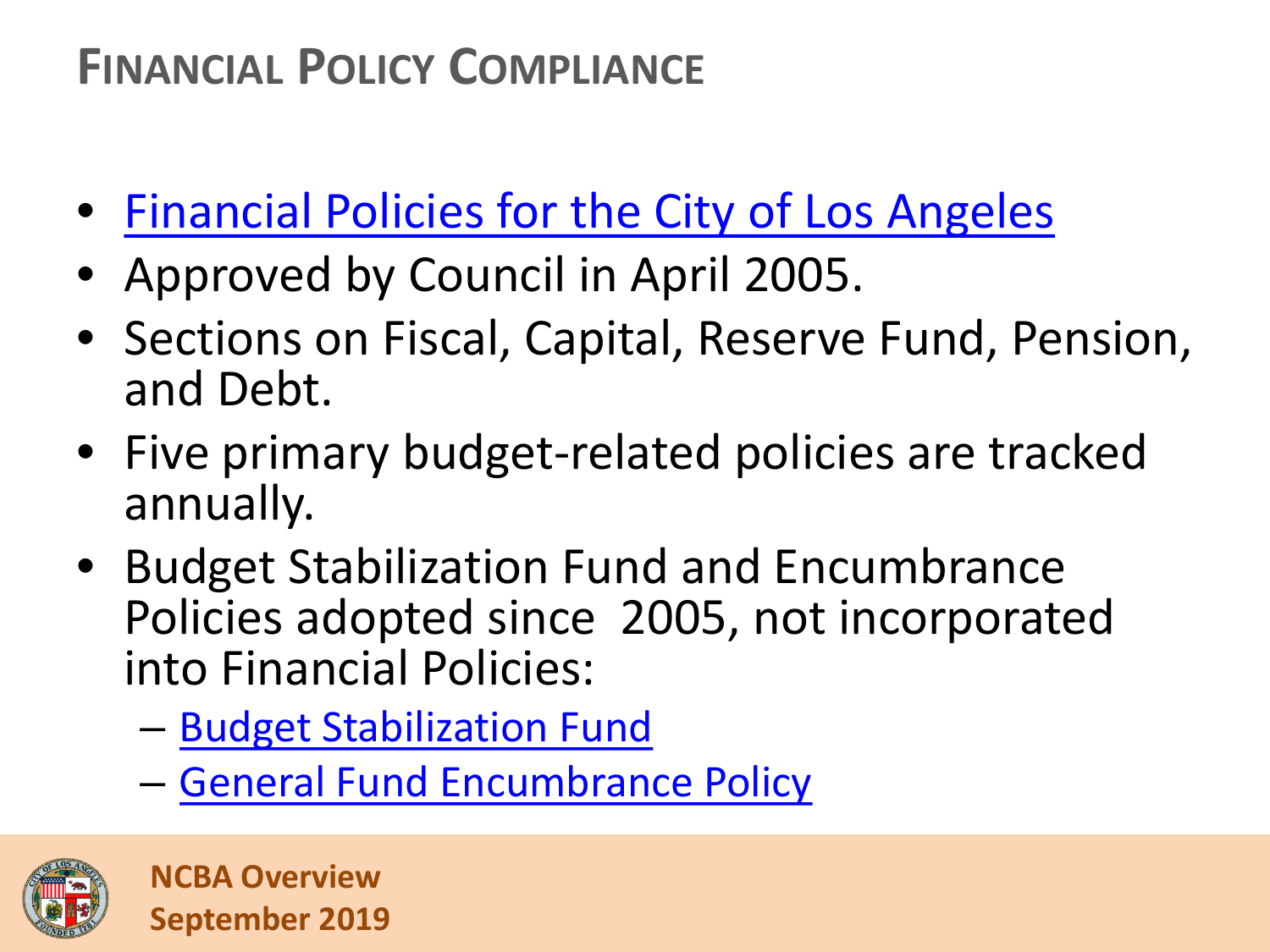# Financial Policy Compliance

- Financial Policies for the City of Los Angeles
- Approved by Council in April 2005.
- Sections on Fiscal, Capital, Reserve Fund, Pension, and Debt.
- Five primary budget-related policies are tracked annually.
- Budget Stabilization Fund and Encumbrance Policies adopted since 2005, not incorporated into Financial Policies:
  - Budget Stabilization Fund
  - General Fund Encumbrance Policy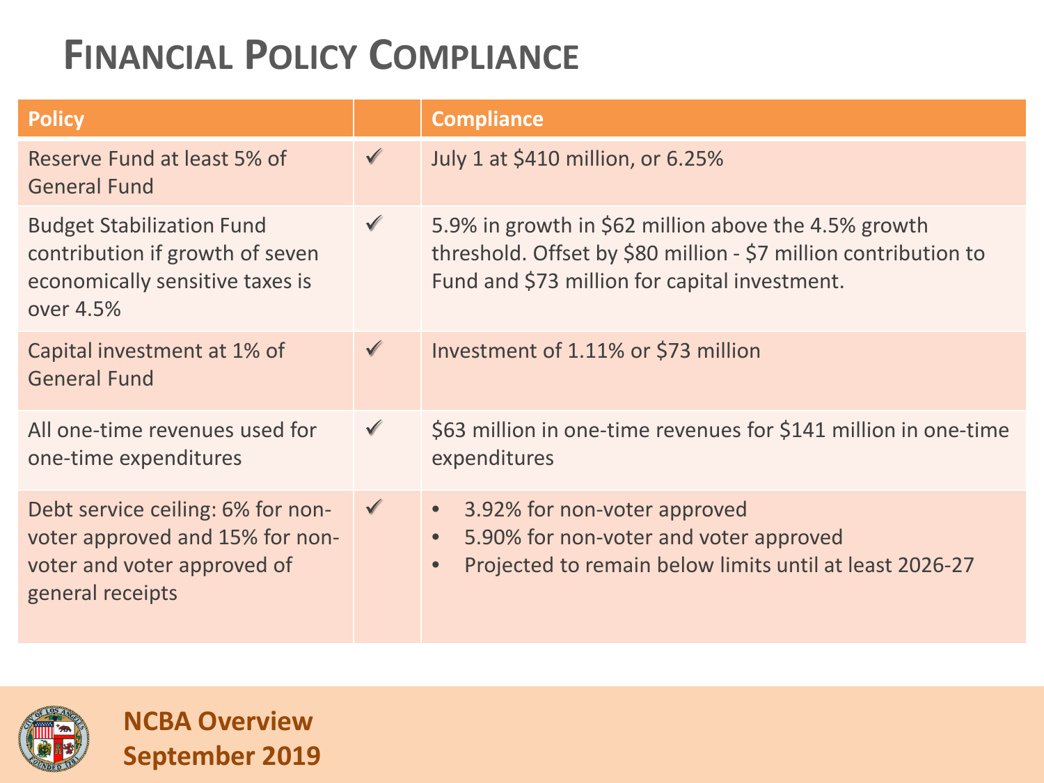# Financial Policy Compliance

| Policy | | Compliance |
|---|---|---|
| Reserve Fund at least 5% of General Fund | ✓ | July 1 at $410 million, or 6.25% |
| Budget Stabilization Fund contribution if growth of seven economically sensitive taxes is over 4.5% | ✓ | 5.9% in growth in $62 million above the 4.5% growth threshold. Offset by $80 million - $7 million contribution to Fund and $73 million for capital investment. |
| Capital investment at 1% of General Fund | ✓ | Investment of 1.11% or $73 million |
| All one-time revenues used for one-time expenditures | ✓ | $63 million in one-time revenues for $141 million in one-time expenditures |
| Debt service ceiling: 6% for non-voter approved and 15% for non-voter and voter approved of general receipts | ✓ | • 3.92% for non-voter approved<br>• 5.90% for non-voter and voter approved<br>• Projected to remain below limits until at least 2026-27 |

**NCBA Overview**
**September 2019**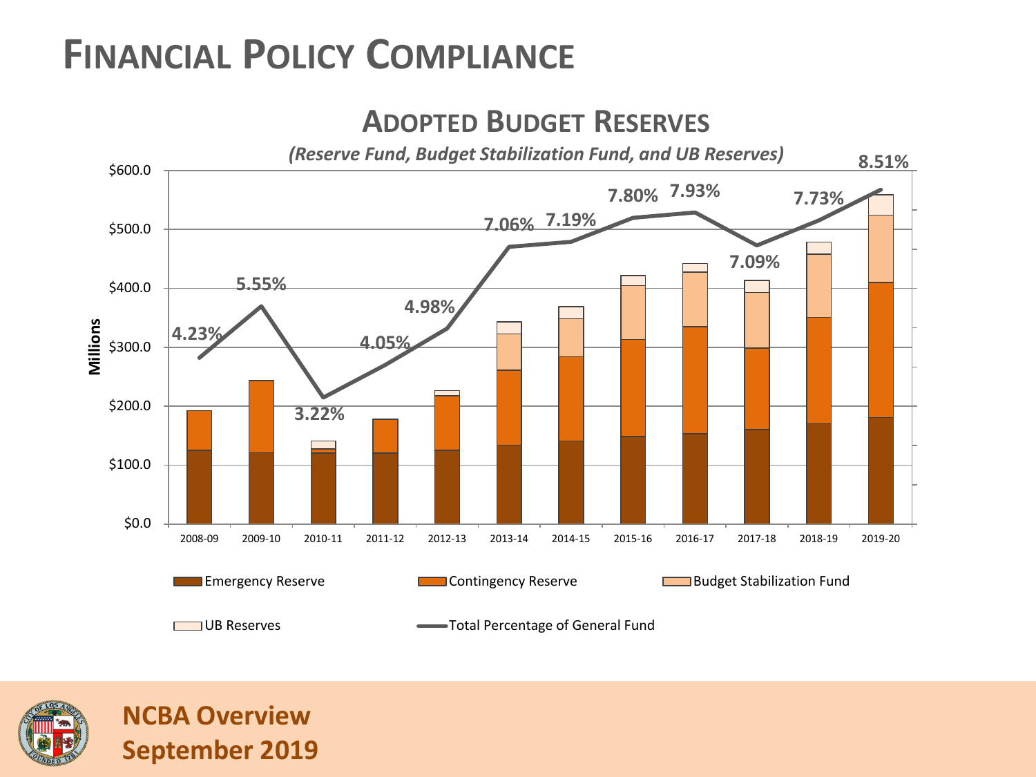# Financial Policy Compliance

## Adopted Budget Reserves

*(Reserve Fund, Budget Stabilization Fund, and UB Reserves)*

| Fiscal Year | Total Percentage of General Fund |
|---|---|
| 2008-09 | 4.23% |
| 2009-10 | 5.55% |
| 2010-11 | 3.22% |
| 2011-12 | 4.05% |
| 2012-13 | 4.98% |
| 2013-14 | 7.06% |
| 2014-15 | 7.19% |
| 2015-16 | 7.80% |
| 2016-17 | 7.93% |
| 2017-18 | 7.09% |
| 2018-19 | 7.73% |
| 2019-20 | 8.51% |

Millions ($0.0 – $600.0)

Emergency Reserve | Contingency Reserve | Budget Stabilization Fund | UB Reserves | Total Percentage of General Fund

**NCBA Overview**
**September 2019**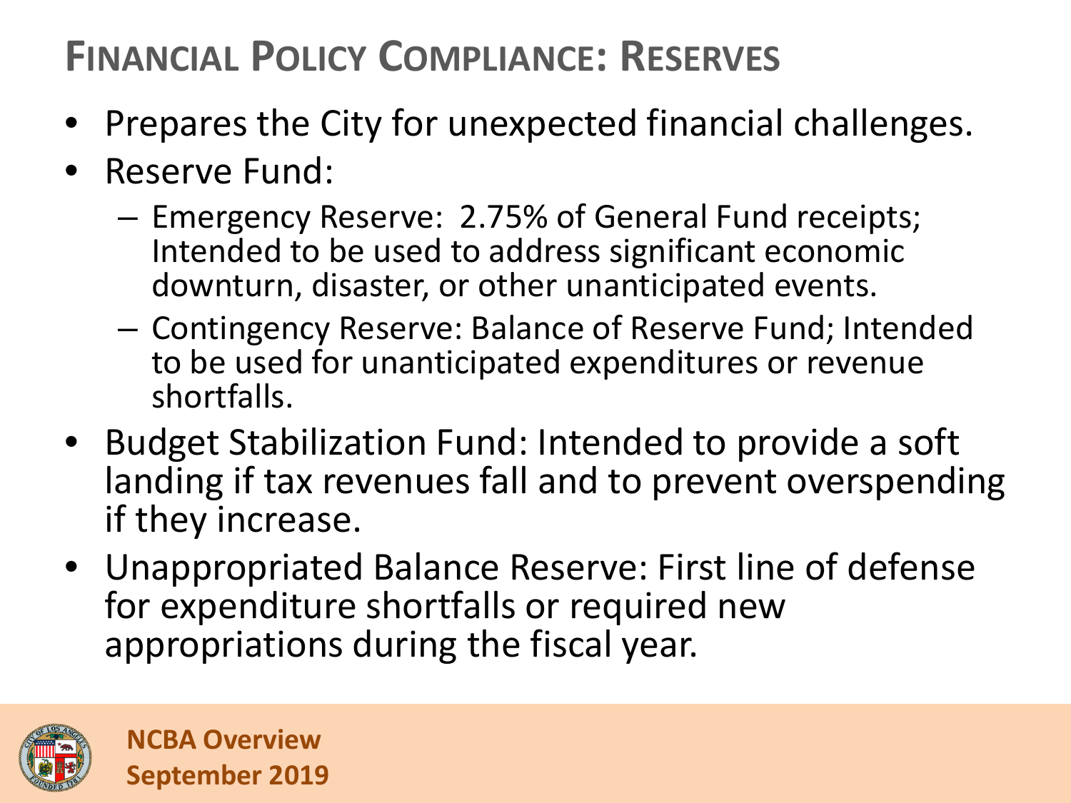# Financial Policy Compliance: Reserves

- Prepares the City for unexpected financial challenges.
- Reserve Fund:
  - Emergency Reserve: 2.75% of General Fund receipts; Intended to be used to address significant economic downturn, disaster, or other unanticipated events.
  - Contingency Reserve: Balance of Reserve Fund; Intended to be used for unanticipated expenditures or revenue shortfalls.
- Budget Stabilization Fund: Intended to provide a soft landing if tax revenues fall and to prevent overspending if they increase.
- Unappropriated Balance Reserve: First line of defense for expenditure shortfalls or required new appropriations during the fiscal year.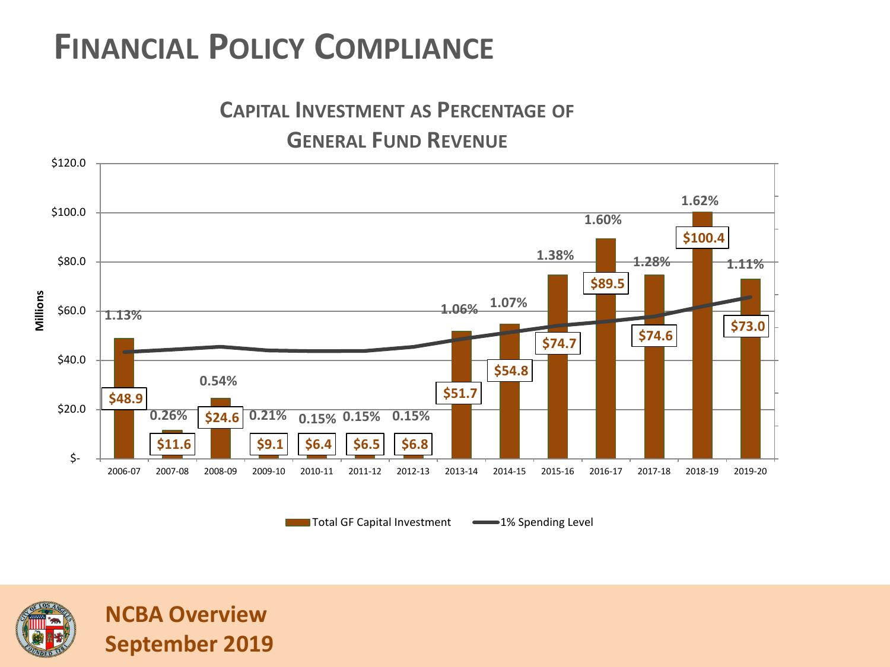# Financial Policy Compliance

## Capital Investment as Percentage of General Fund Revenue

| Fiscal Year | Total GF Capital Investment (Millions) | % of General Fund Revenue |
|---|---|---|
| 2006-07 | $48.9 | 1.13% |
| 2007-08 | $11.6 | 0.26% |
| 2008-09 | $24.6 | 0.54% |
| 2009-10 | $9.1 | 0.21% |
| 2010-11 | $6.4 | 0.15% |
| 2011-12 | $6.5 | 0.15% |
| 2012-13 | $6.8 | 0.15% |
| 2013-14 | $51.7 | 1.06% |
| 2014-15 | $54.8 | 1.07% |
| 2015-16 | $74.7 | 1.38% |
| 2016-17 | $89.5 | 1.60% |
| 2017-18 | $74.6 | 1.28% |
| 2018-19 | $100.4 | 1.62% |
| 2019-20 | $73.0 | 1.11% |

Legend: Total GF Capital Investment; 1% Spending Level

**NCBA Overview**
**September 2019**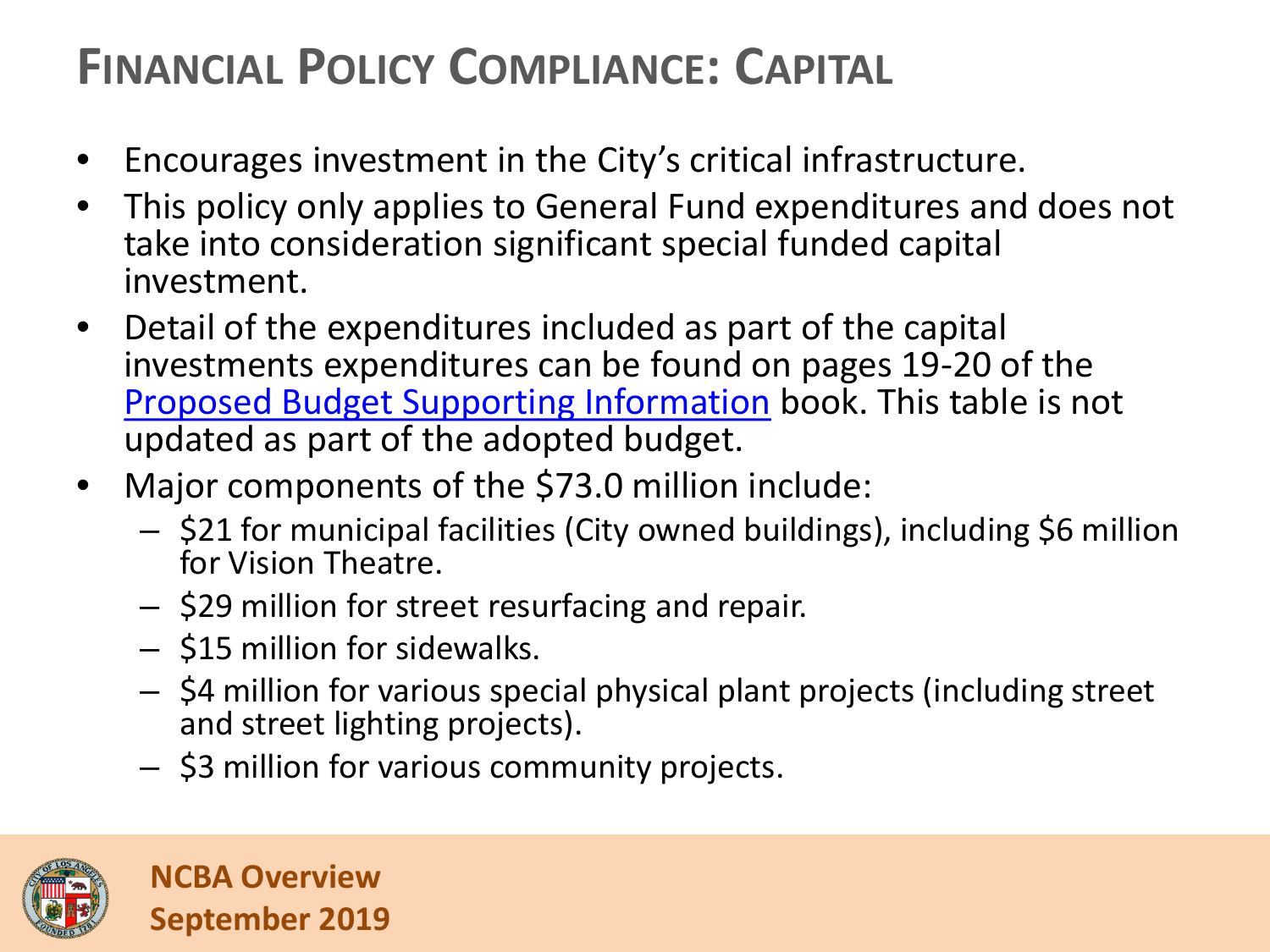# Financial Policy Compliance: Capital

- Encourages investment in the City's critical infrastructure.
- This policy only applies to General Fund expenditures and does not take into consideration significant special funded capital investment.
- Detail of the expenditures included as part of the capital investments expenditures can be found on pages 19-20 of the Proposed Budget Supporting Information book. This table is not updated as part of the adopted budget.
- Major components of the $73.0 million include:
  - $21 for municipal facilities (City owned buildings), including $6 million for Vision Theatre.
  - $29 million for street resurfacing and repair.
  - $15 million for sidewalks.
  - $4 million for various special physical plant projects (including street and street lighting projects).
  - $3 million for various community projects.

**NCBA Overview**
**September 2019**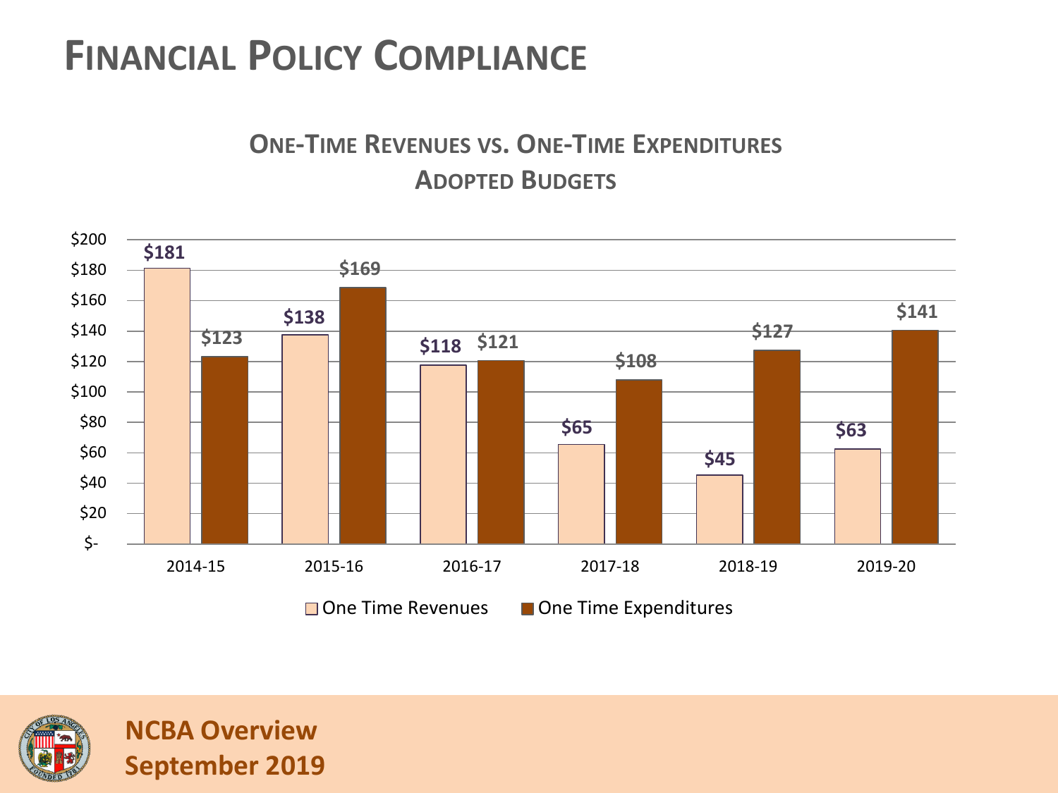# Financial Policy Compliance

## One-Time Revenues vs. One-Time Expenditures
## Adopted Budgets

| Fiscal Year | One Time Revenues | One Time Expenditures |
|---|---|---|
| 2014-15 | $181 | $123 |
| 2015-16 | $138 | $169 |
| 2016-17 | $118 | $121 |
| 2017-18 | $65 | $108 |
| 2018-19 | $45 | $127 |
| 2019-20 | $63 | $141 |

**NCBA Overview**
**September 2019**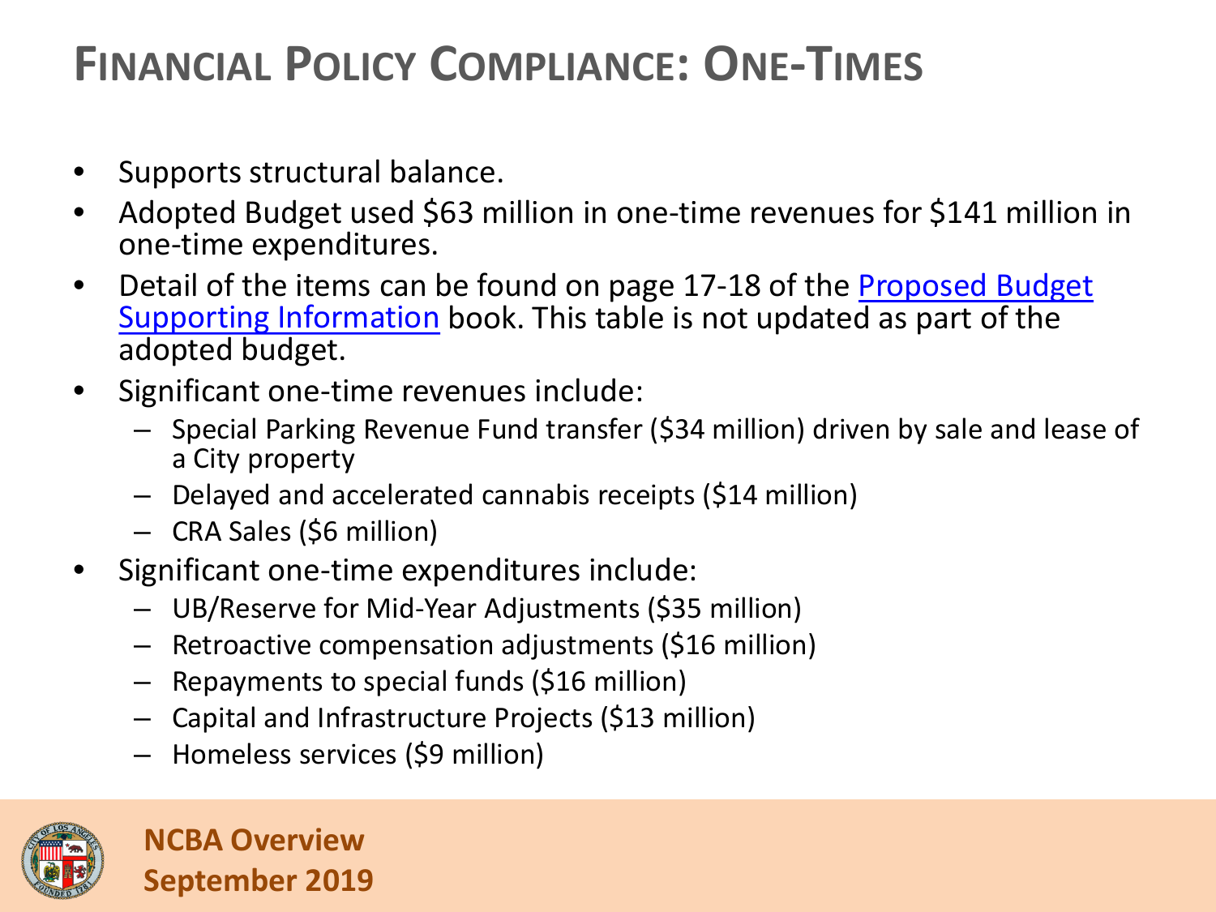# FINANCIAL POLICY COMPLIANCE: ONE-TIMES

- Supports structural balance.
- Adopted Budget used $63 million in one-time revenues for $141 million in one-time expenditures.
- Detail of the items can be found on page 17-18 of the Proposed Budget Supporting Information book. This table is not updated as part of the adopted budget.
- Significant one-time revenues include:
  - Special Parking Revenue Fund transfer ($34 million) driven by sale and lease of a City property
  - Delayed and accelerated cannabis receipts ($14 million)
  - CRA Sales ($6 million)
- Significant one-time expenditures include:
  - UB/Reserve for Mid-Year Adjustments ($35 million)
  - Retroactive compensation adjustments ($16 million)
  - Repayments to special funds ($16 million)
  - Capital and Infrastructure Projects ($13 million)
  - Homeless services ($9 million)

**NCBA Overview**
**September 2019**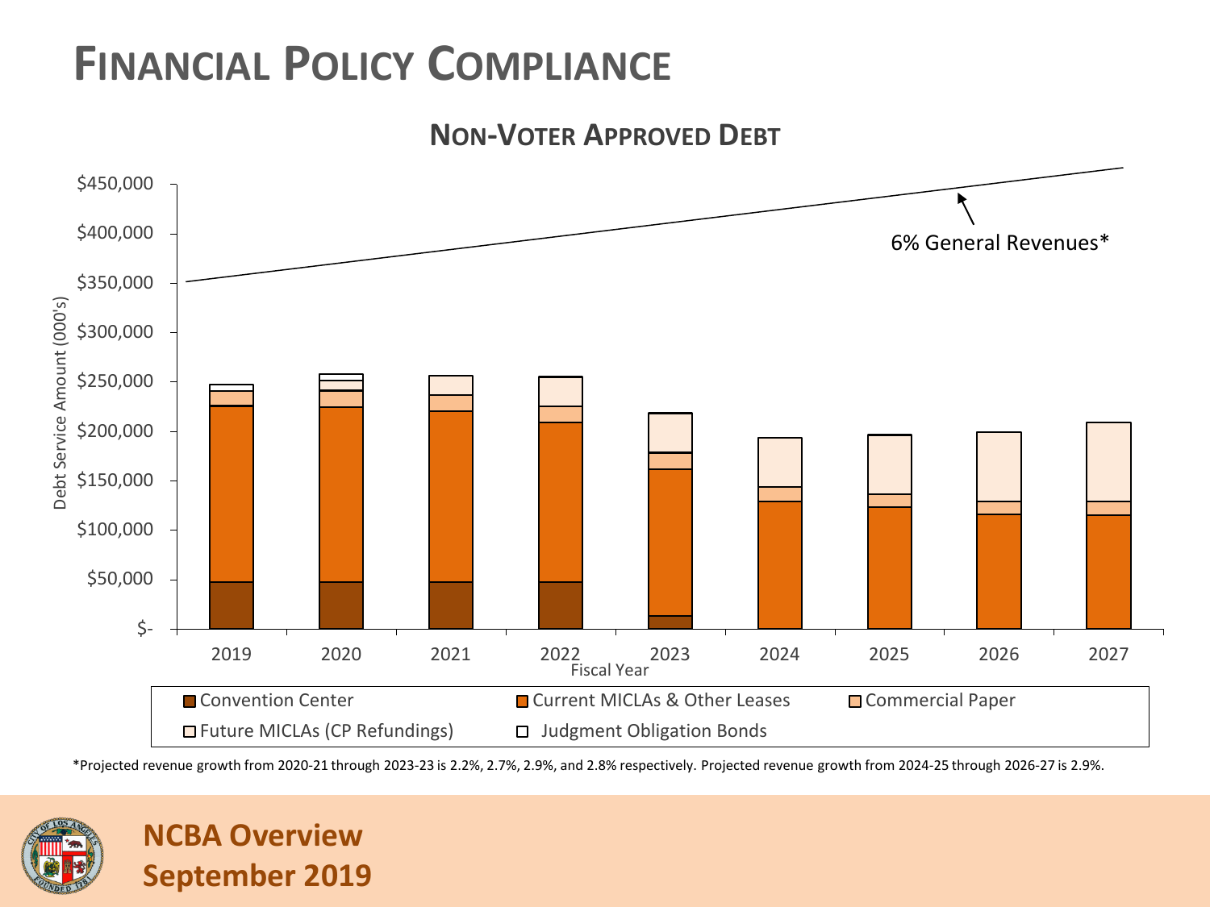# Financial Policy Compliance

## Non-Voter Approved Debt

Debt Service Amount (000's)

$450,000
$400,000
$350,000
$300,000
$250,000
$200,000
$150,000
$100,000
$50,000
$-

6% General Revenues*

2019 2020 2021 2022 2023 2024 2025 2026 2027

Fiscal Year

- Convention Center
- Current MICLAs & Other Leases
- Commercial Paper
- Future MICLAs (CP Refundings)
- Judgment Obligation Bonds

*Projected revenue growth from 2020-21 through 2023-23 is 2.2%, 2.7%, 2.9%, and 2.8% respectively. Projected revenue growth from 2024-25 through 2026-27 is 2.9%.

**NCBA Overview**
**September 2019**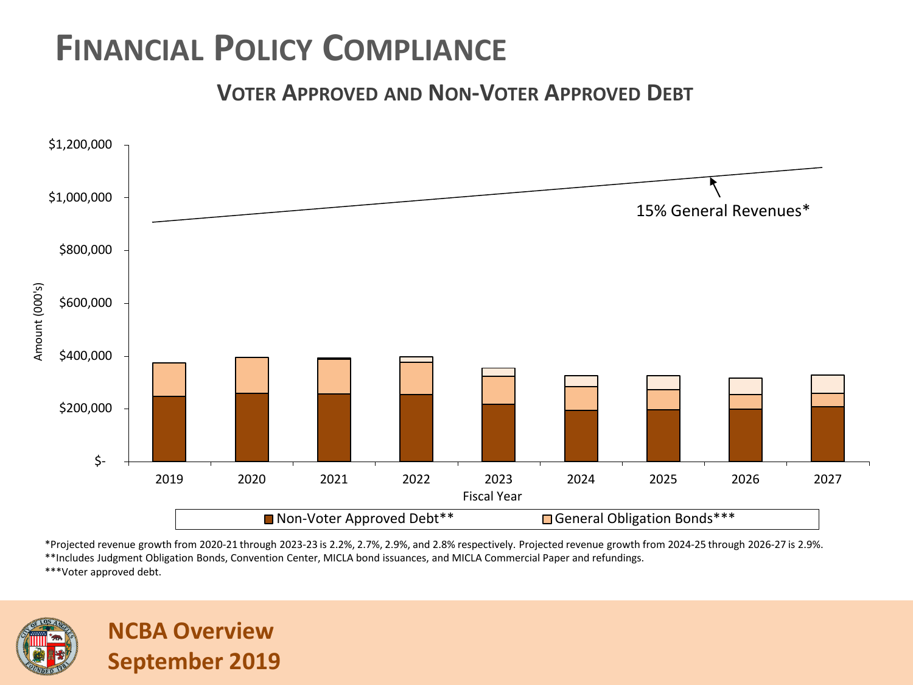# Financial Policy Compliance

## Voter Approved and Non-Voter Approved Debt

Amount (000's)

$1,200,000
$1,000,000
$800,000
$600,000
$400,000
$200,000
$-

15% General Revenues*

2019 2020 2021 2022 2023 2024 2025 2026 2027

Fiscal Year

■ Non-Voter Approved Debt** □ General Obligation Bonds***

*Projected revenue growth from 2020-21 through 2023-23 is 2.2%, 2.7%, 2.9%, and 2.8% respectively. Projected revenue growth from 2024-25 through 2026-27 is 2.9%.

**Includes Judgment Obligation Bonds, Convention Center, MICLA bond issuances, and MICLA Commercial Paper and refundings.

***Voter approved debt.

**NCBA Overview**
**September 2019**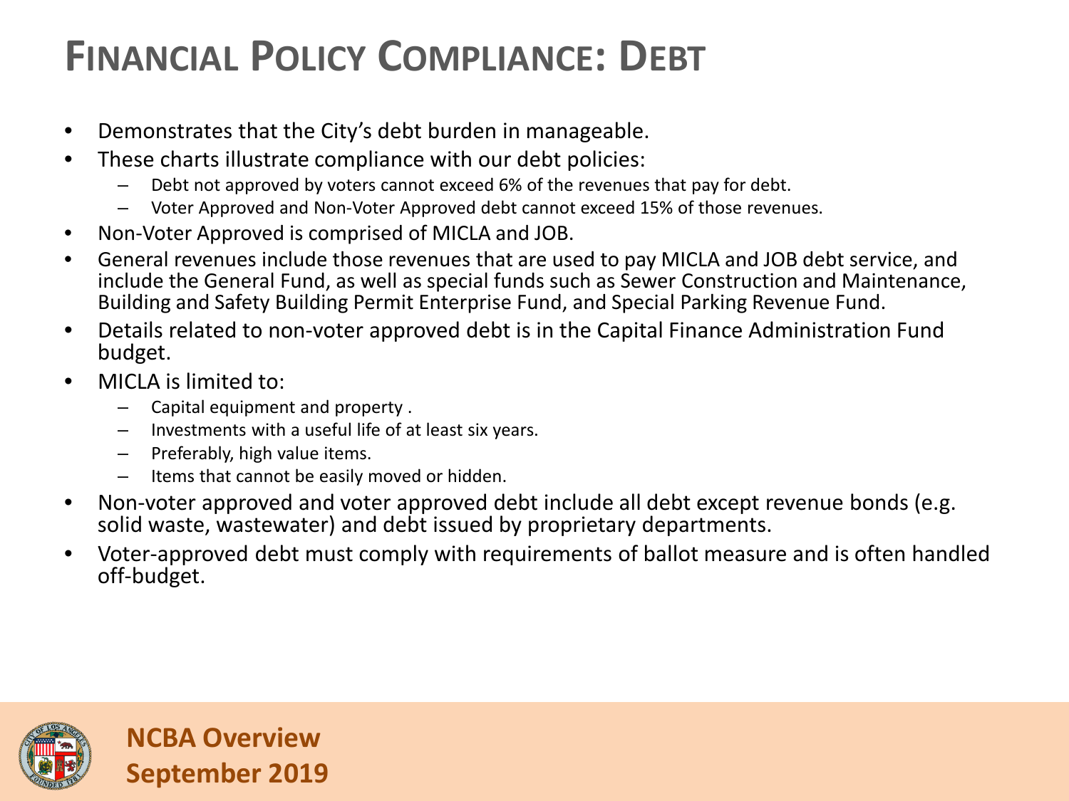# Financial Policy Compliance: Debt

- Demonstrates that the City's debt burden in manageable.
- These charts illustrate compliance with our debt policies:
  - Debt not approved by voters cannot exceed 6% of the revenues that pay for debt.
  - Voter Approved and Non-Voter Approved debt cannot exceed 15% of those revenues.
- Non-Voter Approved is comprised of MICLA and JOB.
- General revenues include those revenues that are used to pay MICLA and JOB debt service, and include the General Fund, as well as special funds such as Sewer Construction and Maintenance, Building and Safety Building Permit Enterprise Fund, and Special Parking Revenue Fund.
- Details related to non-voter approved debt is in the Capital Finance Administration Fund budget.
- MICLA is limited to:
  - Capital equipment and property .
  - Investments with a useful life of at least six years.
  - Preferably, high value items.
  - Items that cannot be easily moved or hidden.
- Non-voter approved and voter approved debt include all debt except revenue bonds (e.g. solid waste, wastewater) and debt issued by proprietary departments.
- Voter-approved debt must comply with requirements of ballot measure and is often handled off-budget.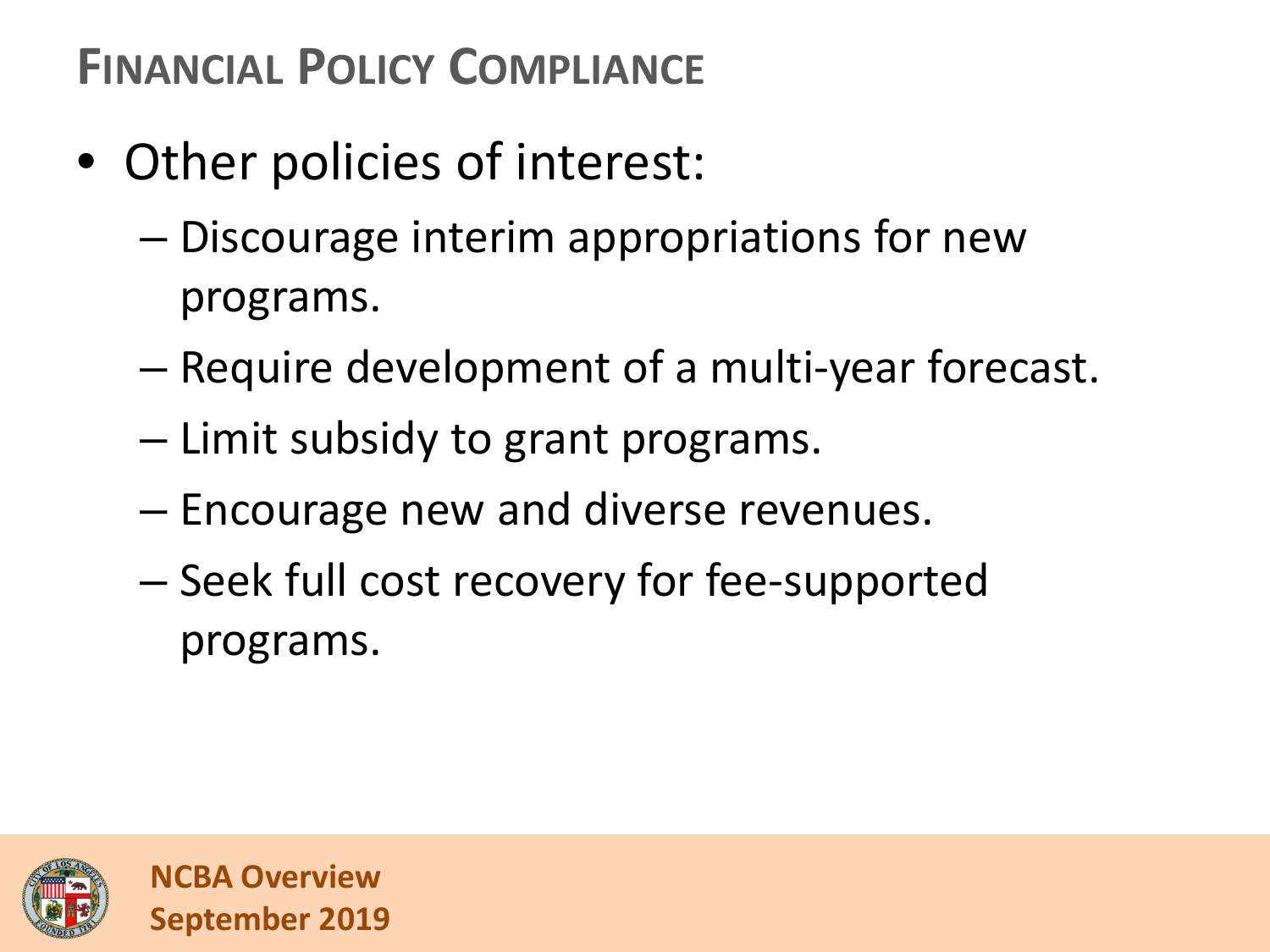## FINANCIAL POLICY COMPLIANCE

- Other policies of interest:
  - Discourage interim appropriations for new programs.
  - Require development of a multi-year forecast.
  - Limit subsidy to grant programs.
  - Encourage new and diverse revenues.
  - Seek full cost recovery for fee-supported programs.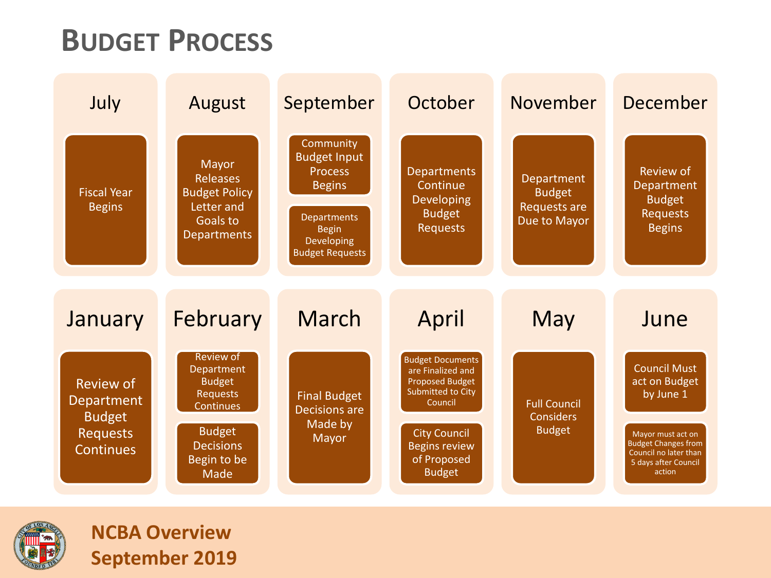# Budget Process

**July**
- Fiscal Year Begins

**August**
- Mayor Releases Budget Policy Letter and Goals to Departments

**September**
- Community Budget Input Process Begins
- Departments Begin Developing Budget Requests

**October**
- Departments Continue Developing Budget Requests

**November**
- Department Budget Requests are Due to Mayor

**December**
- Review of Department Budget Requests Begins

**January**
- Review of Department Budget Requests Continues

**February**
- Review of Department Budget Requests Continues
- Budget Decisions Begin to be Made

**March**
- Final Budget Decisions are Made by Mayor

**April**
- Budget Documents are Finalized and Proposed Budget Submitted to City Council
- City Council Begins review of Proposed Budget

**May**
- Full Council Considers Budget

**June**
- Council Must act on Budget by June 1
- Mayor must act on Budget Changes from Council no later than 5 days after Council action

**NCBA Overview**
**September 2019**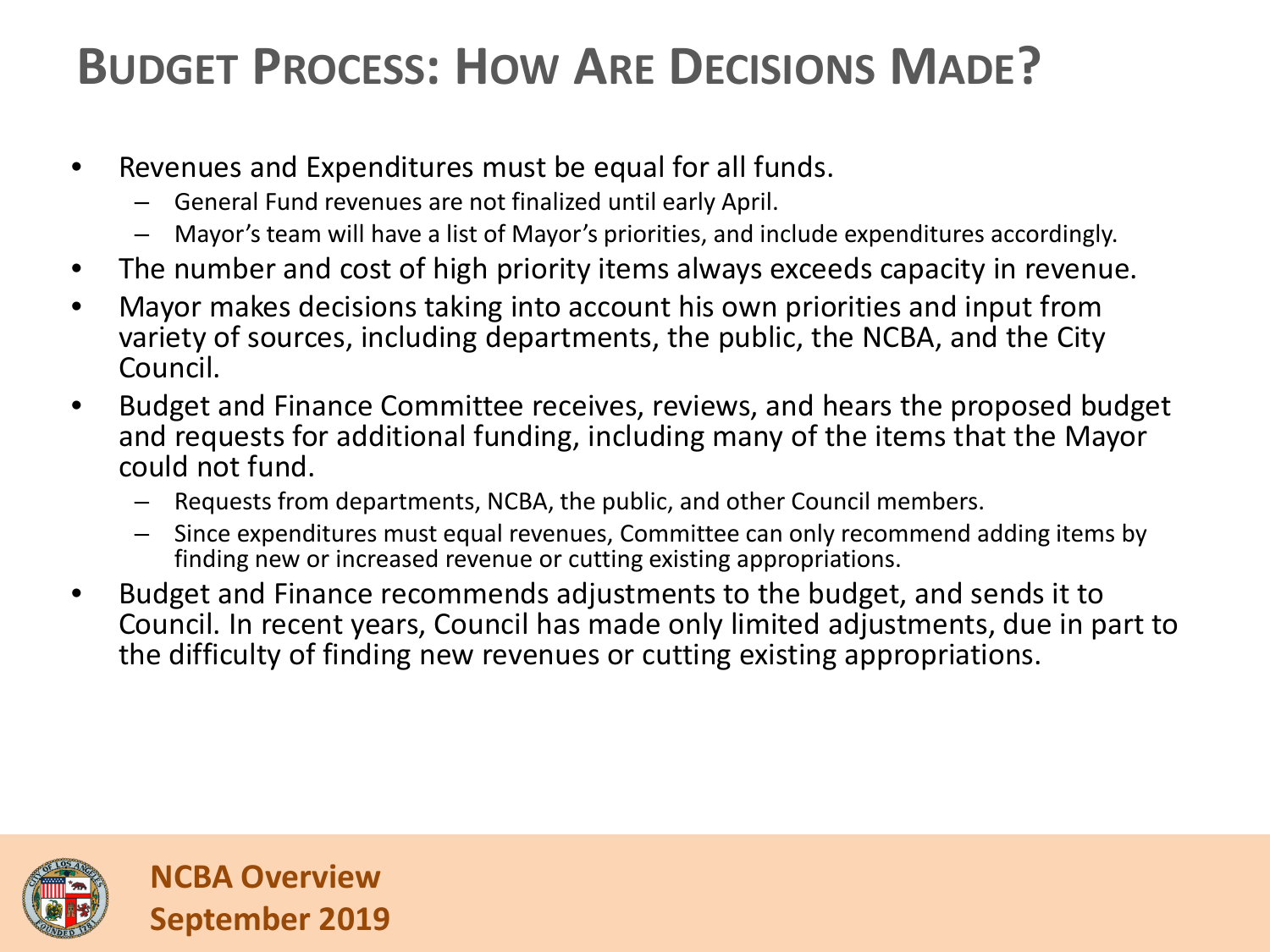# Budget Process: How Are Decisions Made?

- Revenues and Expenditures must be equal for all funds.
  - General Fund revenues are not finalized until early April.
  - Mayor's team will have a list of Mayor's priorities, and include expenditures accordingly.
- The number and cost of high priority items always exceeds capacity in revenue.
- Mayor makes decisions taking into account his own priorities and input from variety of sources, including departments, the public, the NCBA, and the City Council.
- Budget and Finance Committee receives, reviews, and hears the proposed budget and requests for additional funding, including many of the items that the Mayor could not fund.
  - Requests from departments, NCBA, the public, and other Council members.
  - Since expenditures must equal revenues, Committee can only recommend adding items by finding new or increased revenue or cutting existing appropriations.
- Budget and Finance recommends adjustments to the budget, and sends it to Council. In recent years, Council has made only limited adjustments, due in part to the difficulty of finding new revenues or cutting existing appropriations.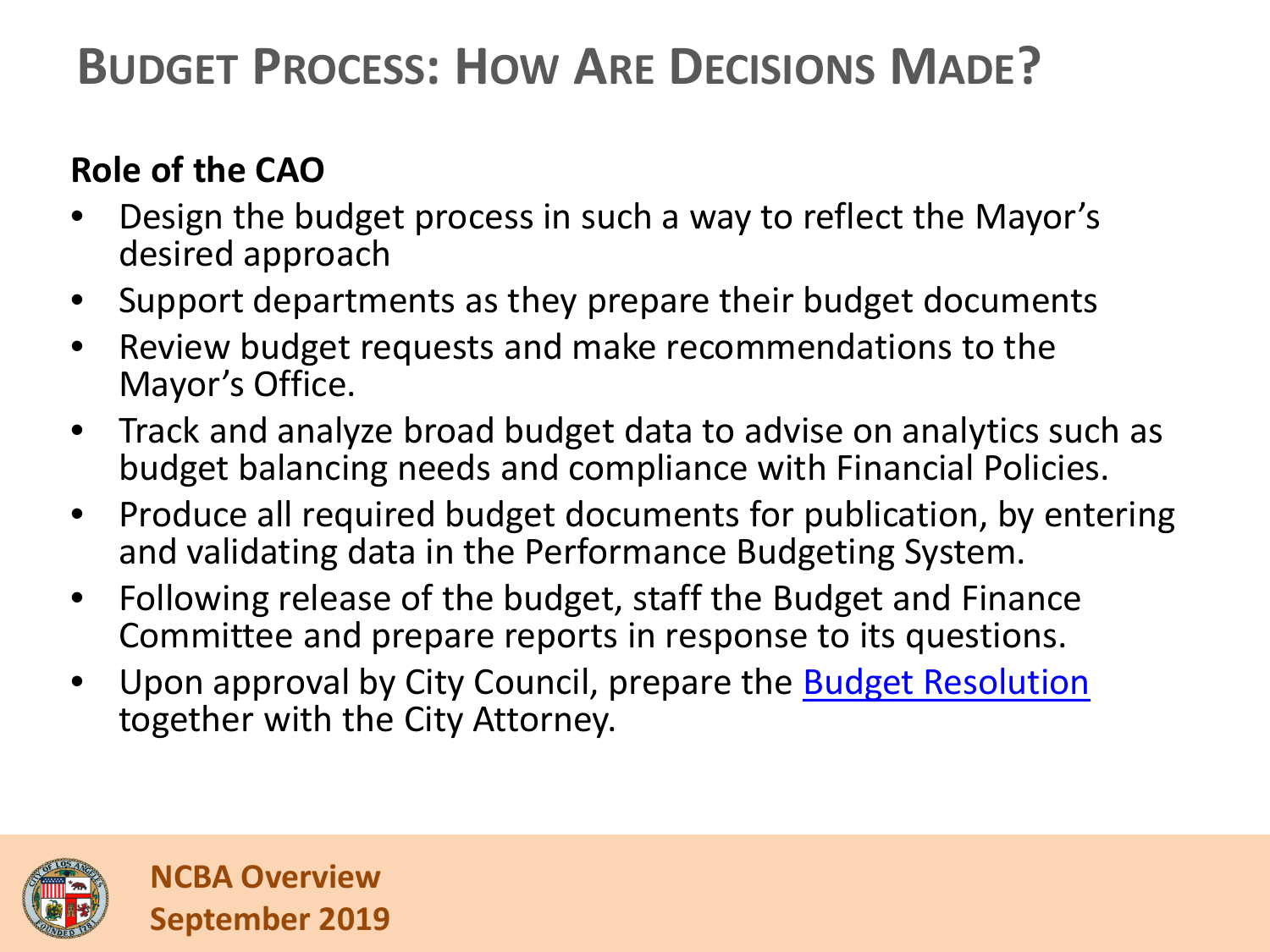# BUDGET PROCESS: HOW ARE DECISIONS MADE?

**Role of the CAO**

- Design the budget process in such a way to reflect the Mayor's desired approach
- Support departments as they prepare their budget documents
- Review budget requests and make recommendations to the Mayor's Office.
- Track and analyze broad budget data to advise on analytics such as budget balancing needs and compliance with Financial Policies.
- Produce all required budget documents for publication, by entering and validating data in the Performance Budgeting System.
- Following release of the budget, staff the Budget and Finance Committee and prepare reports in response to its questions.
- Upon approval by City Council, prepare the Budget Resolution together with the City Attorney.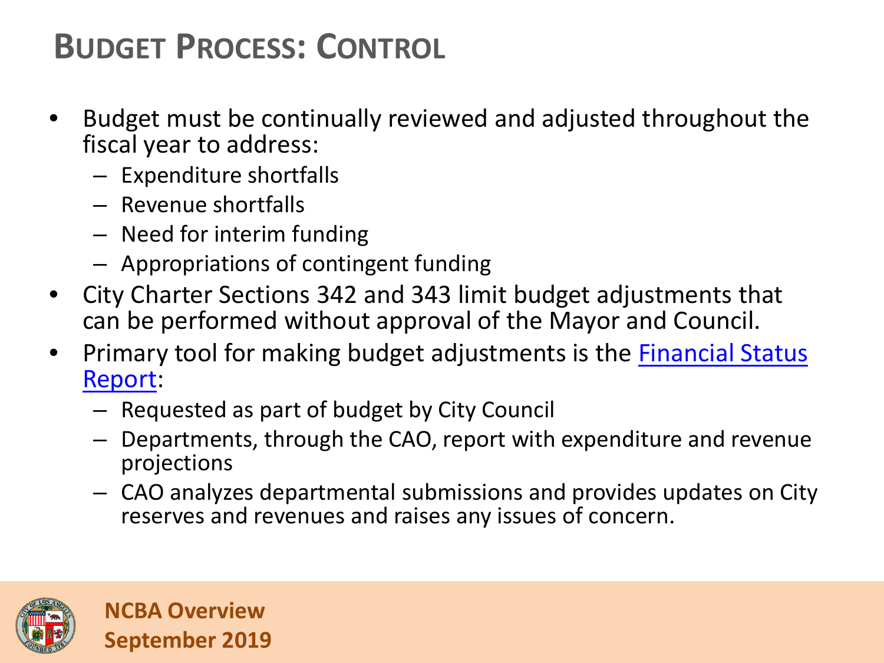# Budget Process: Control

- Budget must be continually reviewed and adjusted throughout the fiscal year to address:
  - Expenditure shortfalls
  - Revenue shortfalls
  - Need for interim funding
  - Appropriations of contingent funding
- City Charter Sections 342 and 343 limit budget adjustments that can be performed without approval of the Mayor and Council.
- Primary tool for making budget adjustments is the Financial Status Report:
  - Requested as part of budget by City Council
  - Departments, through the CAO, report with expenditure and revenue projections
  - CAO analyzes departmental submissions and provides updates on City reserves and revenues and raises any issues of concern.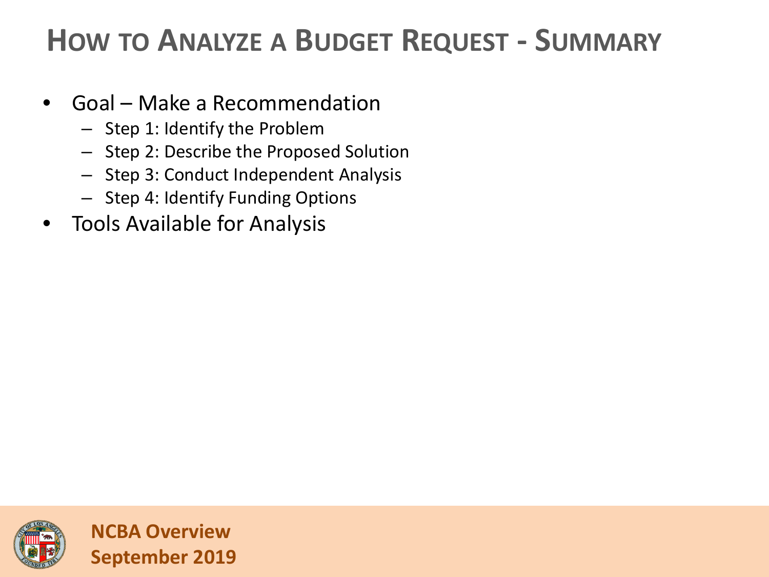# How to Analyze a Budget Request - Summary

- Goal – Make a Recommendation
  - Step 1: Identify the Problem
  - Step 2: Describe the Proposed Solution
  - Step 3: Conduct Independent Analysis
  - Step 4: Identify Funding Options
- Tools Available for Analysis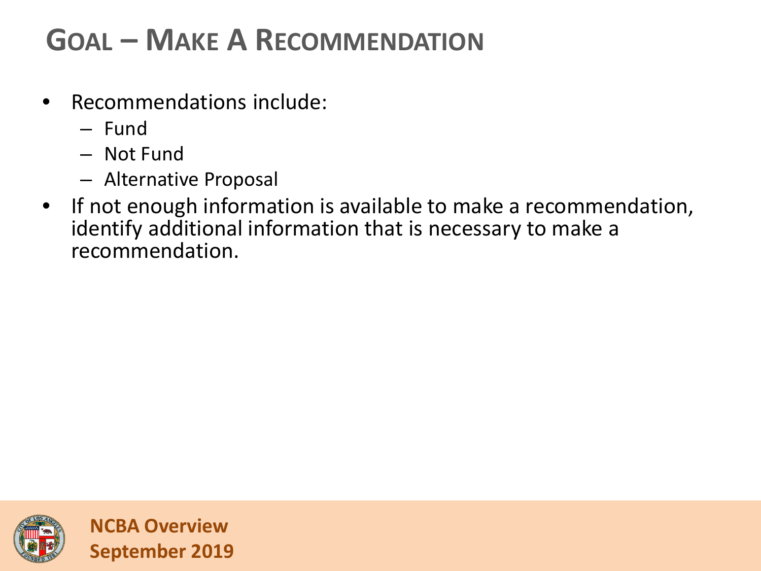# GOAL – MAKE A RECOMMENDATION

- Recommendations include:
  - Fund
  - Not Fund
  - Alternative Proposal
- If not enough information is available to make a recommendation, identify additional information that is necessary to make a recommendation.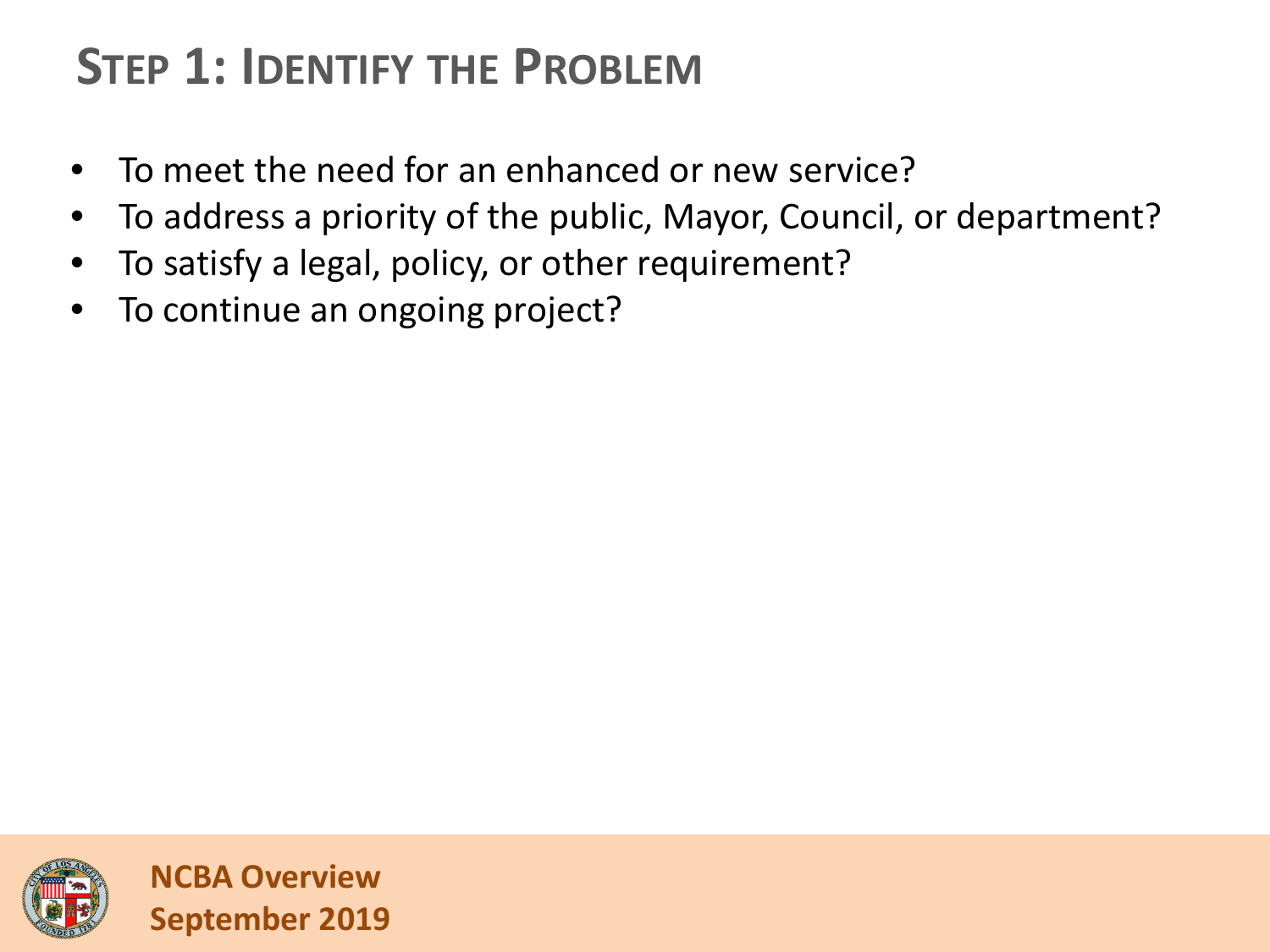# Step 1: Identify the Problem

- To meet the need for an enhanced or new service?
- To address a priority of the public, Mayor, Council, or department?
- To satisfy a legal, policy, or other requirement?
- To continue an ongoing project?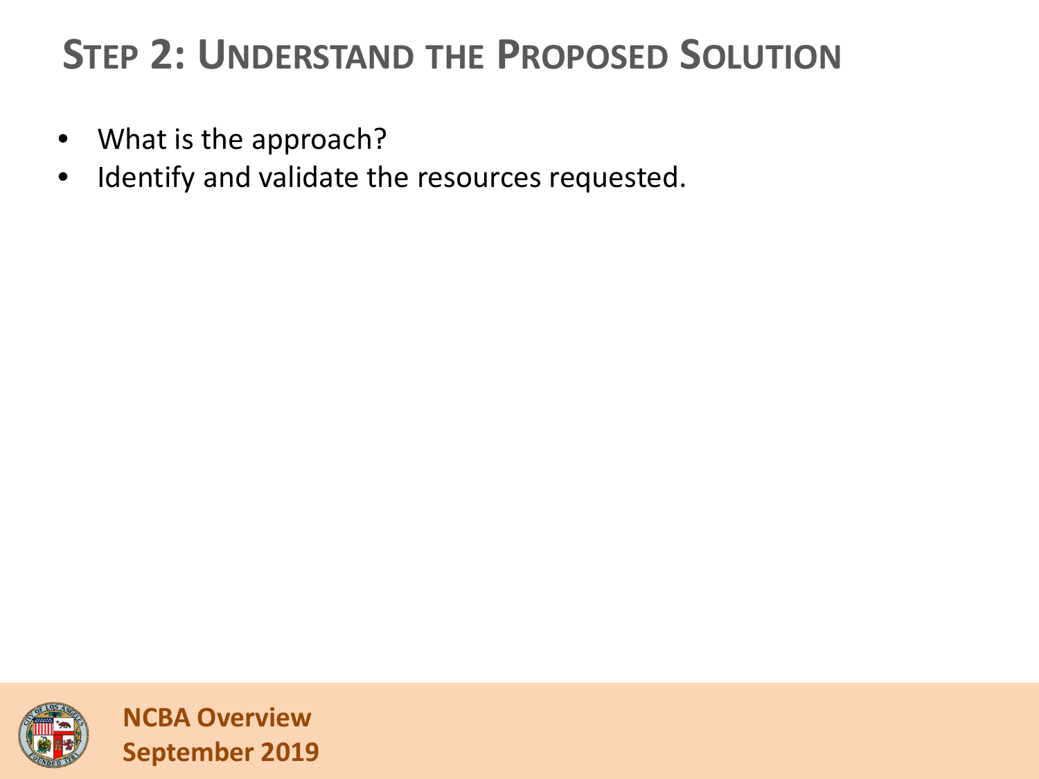# Step 2: Understand the Proposed Solution

- What is the approach?
- Identify and validate the resources requested.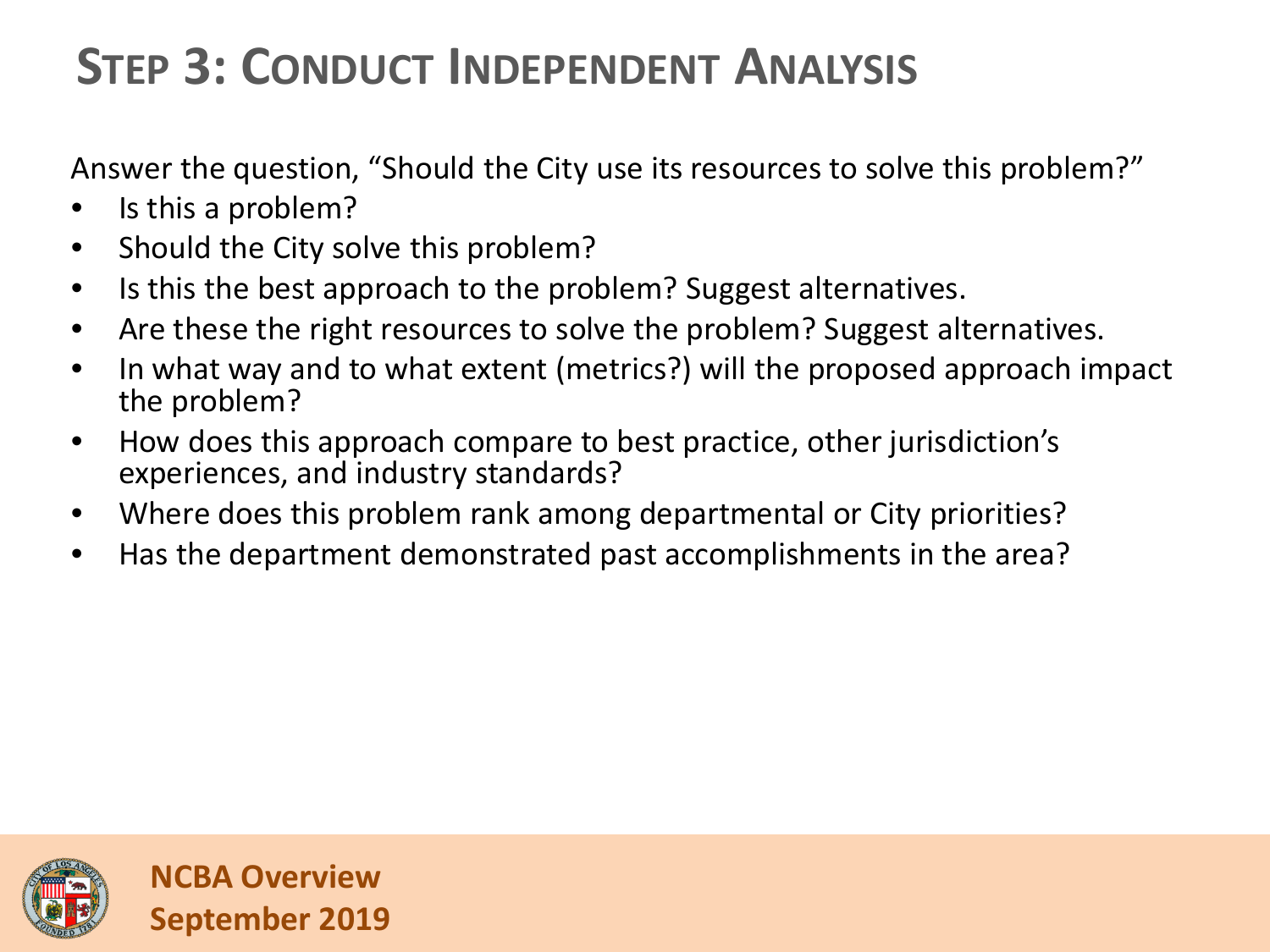# Step 3: Conduct Independent Analysis

Answer the question, "Should the City use its resources to solve this problem?"

- Is this a problem?
- Should the City solve this problem?
- Is this the best approach to the problem? Suggest alternatives.
- Are these the right resources to solve the problem? Suggest alternatives.
- In what way and to what extent (metrics?) will the proposed approach impact the problem?
- How does this approach compare to best practice, other jurisdiction's experiences, and industry standards?
- Where does this problem rank among departmental or City priorities?
- Has the department demonstrated past accomplishments in the area?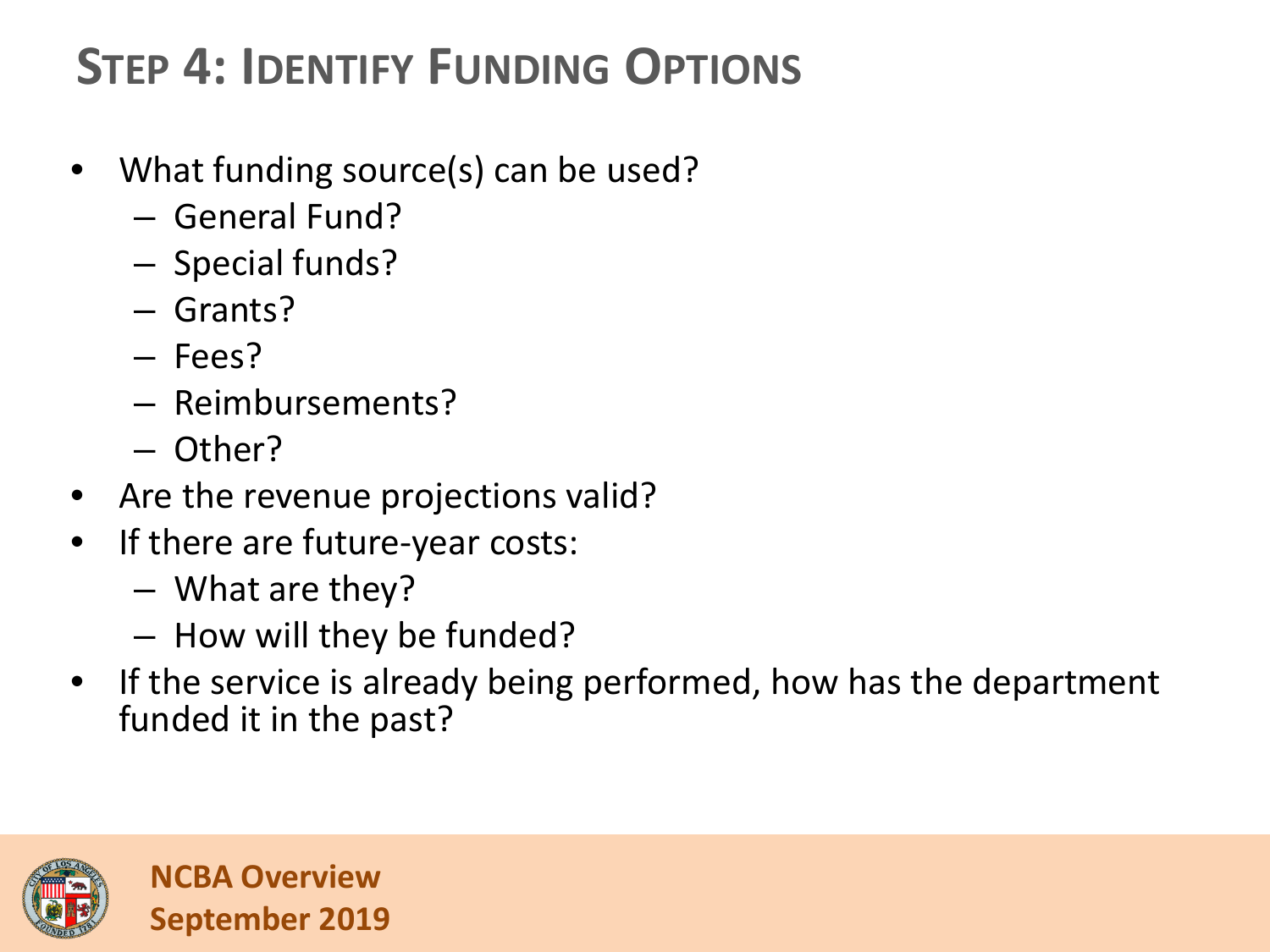# Step 4: Identify Funding Options

- What funding source(s) can be used?
  - General Fund?
  - Special funds?
  - Grants?
  - Fees?
  - Reimbursements?
  - Other?
- Are the revenue projections valid?
- If there are future-year costs:
  - What are they?
  - How will they be funded?
- If the service is already being performed, how has the department funded it in the past?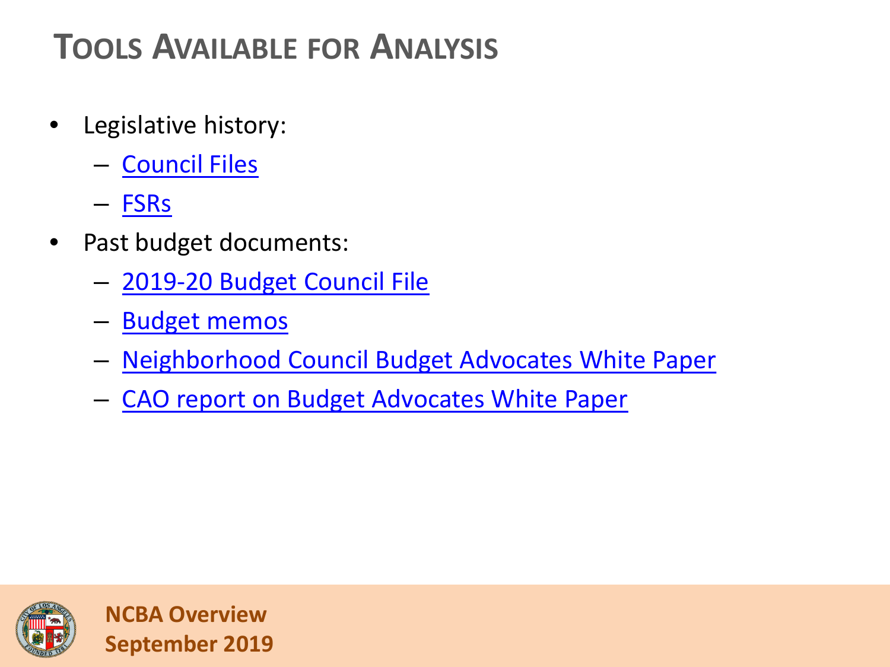# Tools Available for Analysis

- Legislative history:
  - Council Files
  - FSRs
- Past budget documents:
  - 2019-20 Budget Council File
  - Budget memos
  - Neighborhood Council Budget Advocates White Paper
  - CAO report on Budget Advocates White Paper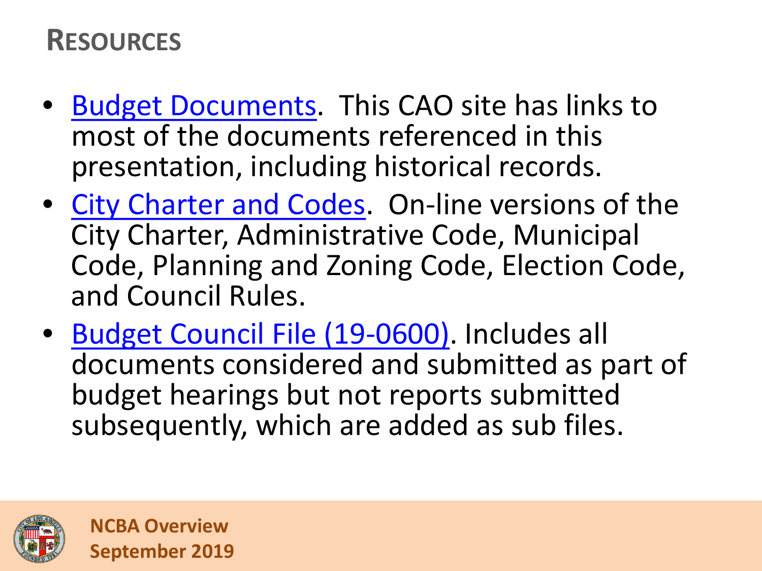# RESOURCES

- Budget Documents. This CAO site has links to most of the documents referenced in this presentation, including historical records.
- City Charter and Codes. On-line versions of the City Charter, Administrative Code, Municipal Code, Planning and Zoning Code, Election Code, and Council Rules.
- Budget Council File (19-0600). Includes all documents considered and submitted as part of budget hearings but not reports submitted subsequently, which are added as sub files.